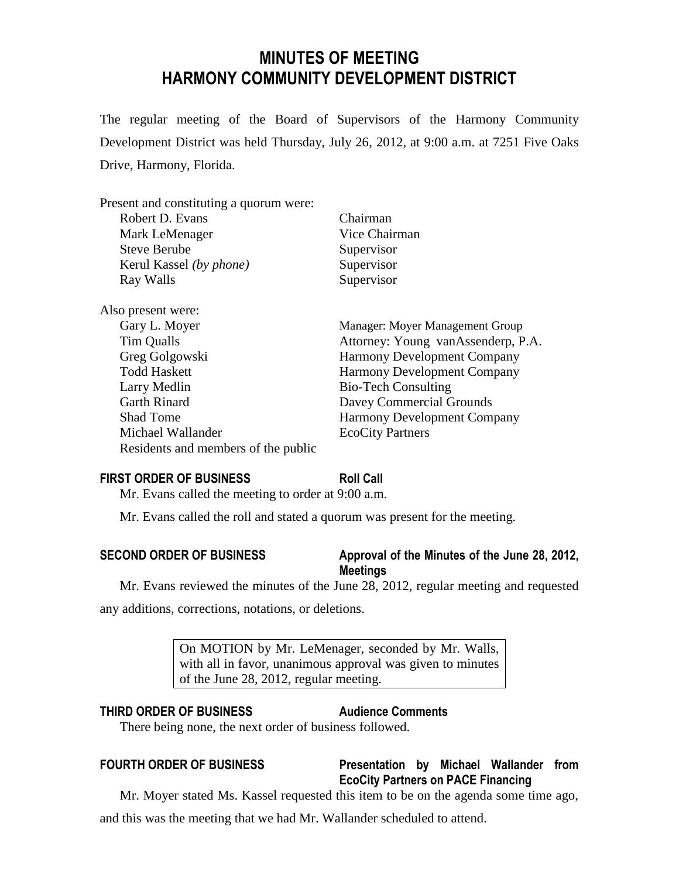# MINUTES OF MEETING
# HARMONY COMMUNITY DEVELOPMENT DISTRICT

The regular meeting of the Board of Supervisors of the Harmony Community Development District was held Thursday, July 26, 2012, at 9:00 a.m. at 7251 Five Oaks Drive, Harmony, Florida.

Present and constituting a quorum were:

| | |
|---|---|
| Robert D. Evans | Chairman |
| Mark LeMenager | Vice Chairman |
| Steve Berube | Supervisor |
| Kerul Kassel *(by phone)* | Supervisor |
| Ray Walls | Supervisor |

Also present were:

| | |
|---|---|
| Gary L. Moyer | Manager: Moyer Management Group |
| Tim Qualls | Attorney: Young vanAssenderp, P.A. |
| Greg Golgowski | Harmony Development Company |
| Todd Haskett | Harmony Development Company |
| Larry Medlin | Bio-Tech Consulting |
| Garth Rinard | Davey Commercial Grounds |
| Shad Tome | Harmony Development Company |
| Michael Wallander | EcoCity Partners |
| Residents and members of the public | |

**FIRST ORDER OF BUSINESS** **Roll Call**

Mr. Evans called the meeting to order at 9:00 a.m.

Mr. Evans called the roll and stated a quorum was present for the meeting.

**SECOND ORDER OF BUSINESS** **Approval of the Minutes of the June 28, 2012, Meetings**

Mr. Evans reviewed the minutes of the June 28, 2012, regular meeting and requested any additions, corrections, notations, or deletions.

> On MOTION by Mr. LeMenager, seconded by Mr. Walls, with all in favor, unanimous approval was given to minutes of the June 28, 2012, regular meeting.

**THIRD ORDER OF BUSINESS** **Audience Comments**

There being none, the next order of business followed.

**FOURTH ORDER OF BUSINESS** **Presentation by Michael Wallander from EcoCity Partners on PACE Financing**

Mr. Moyer stated Ms. Kassel requested this item to be on the agenda some time ago, and this was the meeting that we had Mr. Wallander scheduled to attend.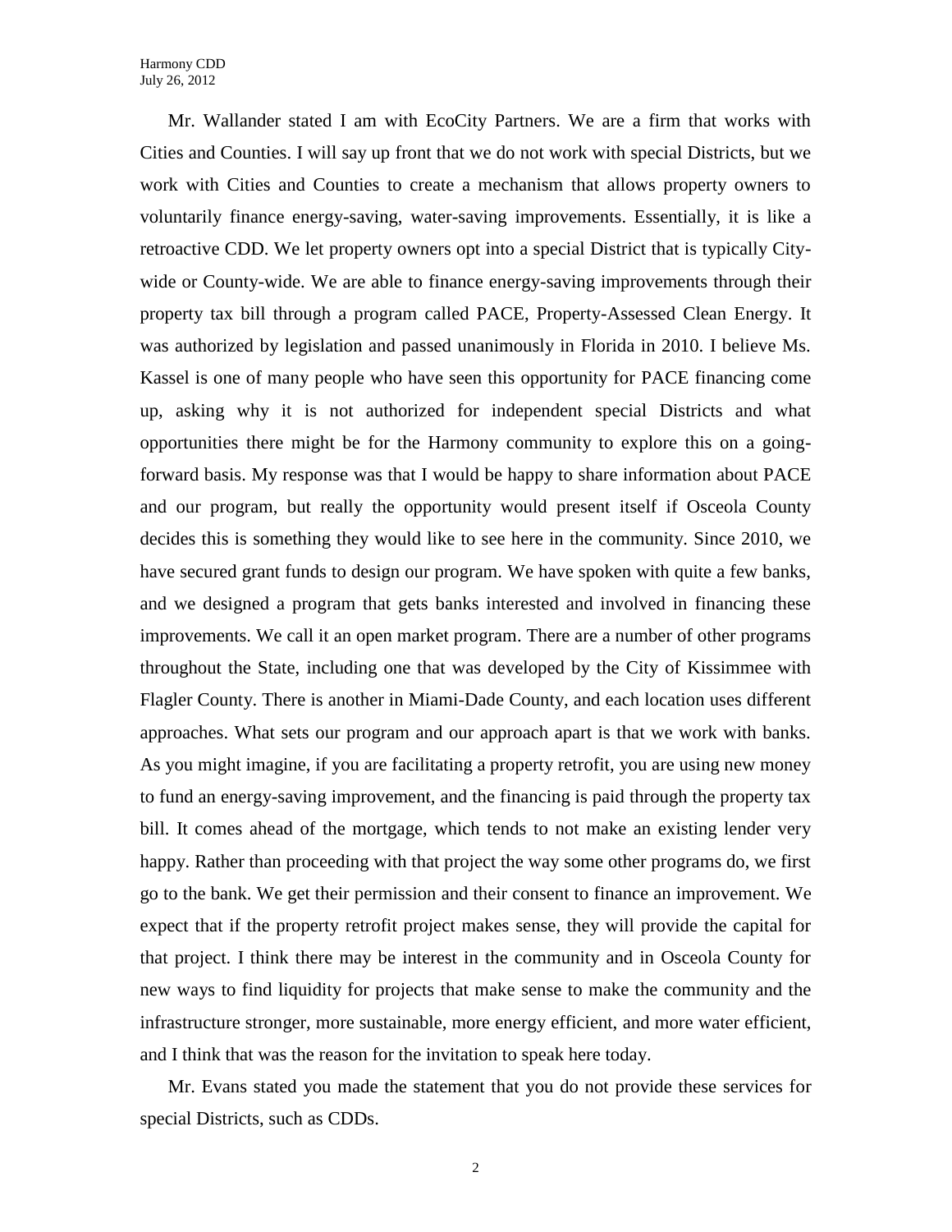Mr. Wallander stated I am with EcoCity Partners. We are a firm that works with Cities and Counties. I will say up front that we do not work with special Districts, but we work with Cities and Counties to create a mechanism that allows property owners to voluntarily finance energy-saving, water-saving improvements. Essentially, it is like a retroactive CDD. We let property owners opt into a special District that is typically City-wide or County-wide. We are able to finance energy-saving improvements through their property tax bill through a program called PACE, Property-Assessed Clean Energy. It was authorized by legislation and passed unanimously in Florida in 2010. I believe Ms. Kassel is one of many people who have seen this opportunity for PACE financing come up, asking why it is not authorized for independent special Districts and what opportunities there might be for the Harmony community to explore this on a going-forward basis. My response was that I would be happy to share information about PACE and our program, but really the opportunity would present itself if Osceola County decides this is something they would like to see here in the community. Since 2010, we have secured grant funds to design our program. We have spoken with quite a few banks, and we designed a program that gets banks interested and involved in financing these improvements. We call it an open market program. There are a number of other programs throughout the State, including one that was developed by the City of Kissimmee with Flagler County. There is another in Miami-Dade County, and each location uses different approaches. What sets our program and our approach apart is that we work with banks. As you might imagine, if you are facilitating a property retrofit, you are using new money to fund an energy-saving improvement, and the financing is paid through the property tax bill. It comes ahead of the mortgage, which tends to not make an existing lender very happy. Rather than proceeding with that project the way some other programs do, we first go to the bank. We get their permission and their consent to finance an improvement. We expect that if the property retrofit project makes sense, they will provide the capital for that project. I think there may be interest in the community and in Osceola County for new ways to find liquidity for projects that make sense to make the community and the infrastructure stronger, more sustainable, more energy efficient, and more water efficient, and I think that was the reason for the invitation to speak here today.

Mr. Evans stated you made the statement that you do not provide these services for special Districts, such as CDDs.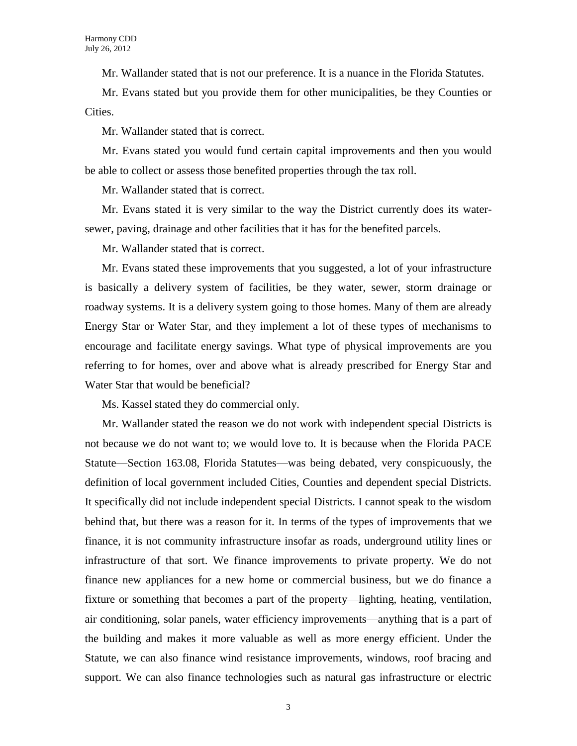Mr. Wallander stated that is not our preference. It is a nuance in the Florida Statutes.

Mr. Evans stated but you provide them for other municipalities, be they Counties or Cities.

Mr. Wallander stated that is correct.

Mr. Evans stated you would fund certain capital improvements and then you would be able to collect or assess those benefited properties through the tax roll.

Mr. Wallander stated that is correct.

Mr. Evans stated it is very similar to the way the District currently does its water-sewer, paving, drainage and other facilities that it has for the benefited parcels.

Mr. Wallander stated that is correct.

Mr. Evans stated these improvements that you suggested, a lot of your infrastructure is basically a delivery system of facilities, be they water, sewer, storm drainage or roadway systems. It is a delivery system going to those homes. Many of them are already Energy Star or Water Star, and they implement a lot of these types of mechanisms to encourage and facilitate energy savings. What type of physical improvements are you referring to for homes, over and above what is already prescribed for Energy Star and Water Star that would be beneficial?

Ms. Kassel stated they do commercial only.

Mr. Wallander stated the reason we do not work with independent special Districts is not because we do not want to; we would love to. It is because when the Florida PACE Statute—Section 163.08, Florida Statutes—was being debated, very conspicuously, the definition of local government included Cities, Counties and dependent special Districts. It specifically did not include independent special Districts. I cannot speak to the wisdom behind that, but there was a reason for it. In terms of the types of improvements that we finance, it is not community infrastructure insofar as roads, underground utility lines or infrastructure of that sort. We finance improvements to private property. We do not finance new appliances for a new home or commercial business, but we do finance a fixture or something that becomes a part of the property—lighting, heating, ventilation, air conditioning, solar panels, water efficiency improvements—anything that is a part of the building and makes it more valuable as well as more energy efficient. Under the Statute, we can also finance wind resistance improvements, windows, roof bracing and support. We can also finance technologies such as natural gas infrastructure or electric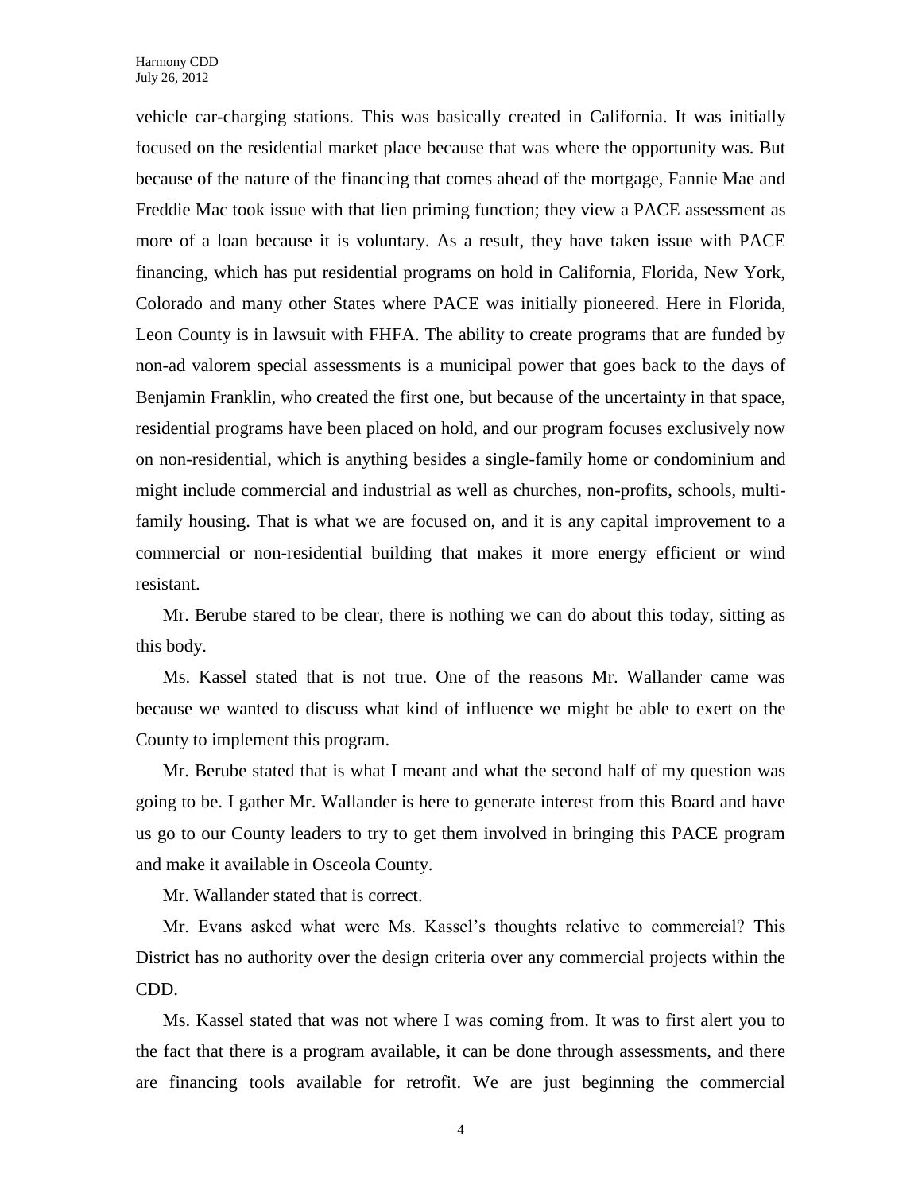vehicle car-charging stations. This was basically created in California. It was initially focused on the residential market place because that was where the opportunity was. But because of the nature of the financing that comes ahead of the mortgage, Fannie Mae and Freddie Mac took issue with that lien priming function; they view a PACE assessment as more of a loan because it is voluntary. As a result, they have taken issue with PACE financing, which has put residential programs on hold in California, Florida, New York, Colorado and many other States where PACE was initially pioneered. Here in Florida, Leon County is in lawsuit with FHFA. The ability to create programs that are funded by non-ad valorem special assessments is a municipal power that goes back to the days of Benjamin Franklin, who created the first one, but because of the uncertainty in that space, residential programs have been placed on hold, and our program focuses exclusively now on non-residential, which is anything besides a single-family home or condominium and might include commercial and industrial as well as churches, non-profits, schools, multi-family housing. That is what we are focused on, and it is any capital improvement to a commercial or non-residential building that makes it more energy efficient or wind resistant.

Mr. Berube stared to be clear, there is nothing we can do about this today, sitting as this body.

Ms. Kassel stated that is not true. One of the reasons Mr. Wallander came was because we wanted to discuss what kind of influence we might be able to exert on the County to implement this program.

Mr. Berube stated that is what I meant and what the second half of my question was going to be. I gather Mr. Wallander is here to generate interest from this Board and have us go to our County leaders to try to get them involved in bringing this PACE program and make it available in Osceola County.

Mr. Wallander stated that is correct.

Mr. Evans asked what were Ms. Kassel's thoughts relative to commercial? This District has no authority over the design criteria over any commercial projects within the CDD.

Ms. Kassel stated that was not where I was coming from. It was to first alert you to the fact that there is a program available, it can be done through assessments, and there are financing tools available for retrofit. We are just beginning the commercial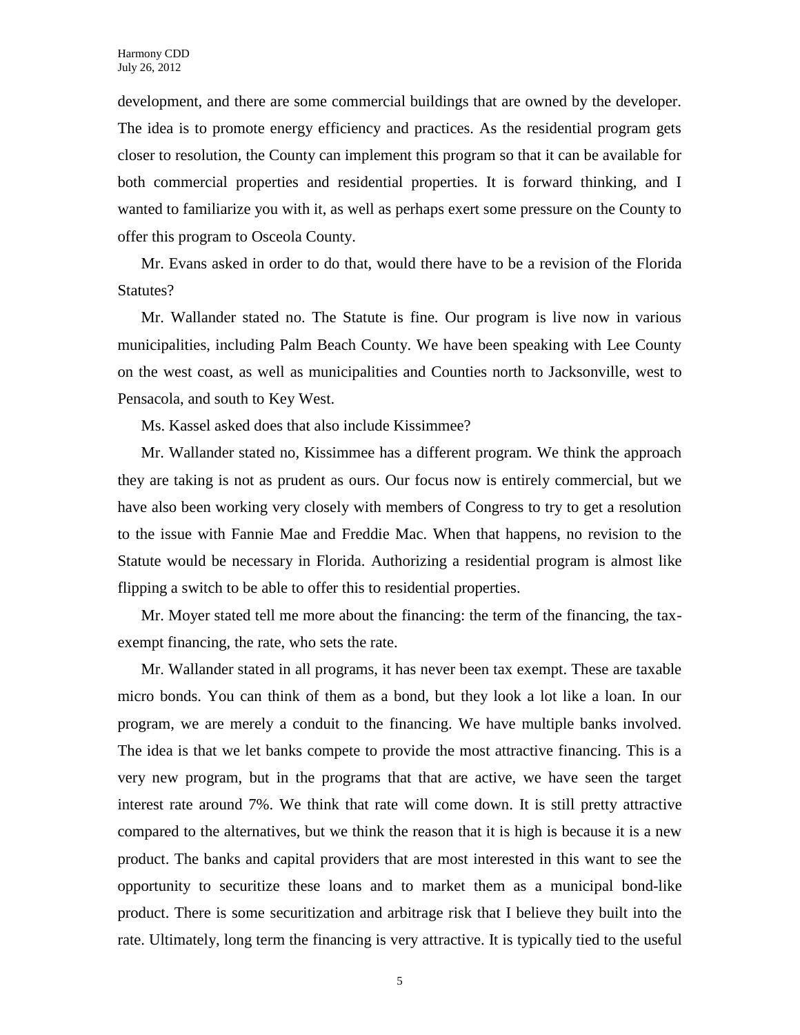development, and there are some commercial buildings that are owned by the developer. The idea is to promote energy efficiency and practices. As the residential program gets closer to resolution, the County can implement this program so that it can be available for both commercial properties and residential properties. It is forward thinking, and I wanted to familiarize you with it, as well as perhaps exert some pressure on the County to offer this program to Osceola County.

Mr. Evans asked in order to do that, would there have to be a revision of the Florida Statutes?

Mr. Wallander stated no. The Statute is fine. Our program is live now in various municipalities, including Palm Beach County. We have been speaking with Lee County on the west coast, as well as municipalities and Counties north to Jacksonville, west to Pensacola, and south to Key West.

Ms. Kassel asked does that also include Kissimmee?

Mr. Wallander stated no, Kissimmee has a different program. We think the approach they are taking is not as prudent as ours. Our focus now is entirely commercial, but we have also been working very closely with members of Congress to try to get a resolution to the issue with Fannie Mae and Freddie Mac. When that happens, no revision to the Statute would be necessary in Florida. Authorizing a residential program is almost like flipping a switch to be able to offer this to residential properties.

Mr. Moyer stated tell me more about the financing: the term of the financing, the tax-exempt financing, the rate, who sets the rate.

Mr. Wallander stated in all programs, it has never been tax exempt. These are taxable micro bonds. You can think of them as a bond, but they look a lot like a loan. In our program, we are merely a conduit to the financing. We have multiple banks involved. The idea is that we let banks compete to provide the most attractive financing. This is a very new program, but in the programs that that are active, we have seen the target interest rate around 7%. We think that rate will come down. It is still pretty attractive compared to the alternatives, but we think the reason that it is high is because it is a new product. The banks and capital providers that are most interested in this want to see the opportunity to securitize these loans and to market them as a municipal bond-like product. There is some securitization and arbitrage risk that I believe they built into the rate. Ultimately, long term the financing is very attractive. It is typically tied to the useful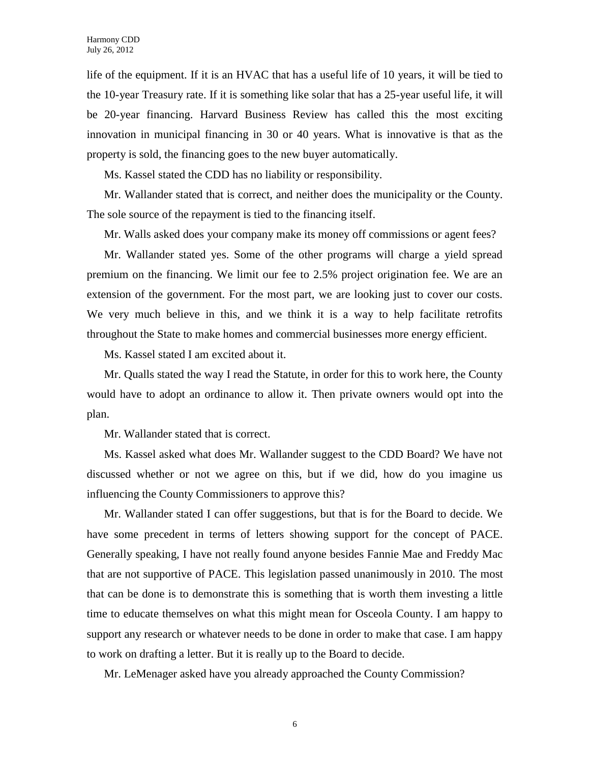life of the equipment. If it is an HVAC that has a useful life of 10 years, it will be tied to the 10-year Treasury rate. If it is something like solar that has a 25-year useful life, it will be 20-year financing. Harvard Business Review has called this the most exciting innovation in municipal financing in 30 or 40 years. What is innovative is that as the property is sold, the financing goes to the new buyer automatically.

Ms. Kassel stated the CDD has no liability or responsibility.

Mr. Wallander stated that is correct, and neither does the municipality or the County. The sole source of the repayment is tied to the financing itself.

Mr. Walls asked does your company make its money off commissions or agent fees?

Mr. Wallander stated yes. Some of the other programs will charge a yield spread premium on the financing. We limit our fee to 2.5% project origination fee. We are an extension of the government. For the most part, we are looking just to cover our costs. We very much believe in this, and we think it is a way to help facilitate retrofits throughout the State to make homes and commercial businesses more energy efficient.

Ms. Kassel stated I am excited about it.

Mr. Qualls stated the way I read the Statute, in order for this to work here, the County would have to adopt an ordinance to allow it. Then private owners would opt into the plan.

Mr. Wallander stated that is correct.

Ms. Kassel asked what does Mr. Wallander suggest to the CDD Board? We have not discussed whether or not we agree on this, but if we did, how do you imagine us influencing the County Commissioners to approve this?

Mr. Wallander stated I can offer suggestions, but that is for the Board to decide. We have some precedent in terms of letters showing support for the concept of PACE. Generally speaking, I have not really found anyone besides Fannie Mae and Freddy Mac that are not supportive of PACE. This legislation passed unanimously in 2010. The most that can be done is to demonstrate this is something that is worth them investing a little time to educate themselves on what this might mean for Osceola County. I am happy to support any research or whatever needs to be done in order to make that case. I am happy to work on drafting a letter. But it is really up to the Board to decide.

Mr. LeMenager asked have you already approached the County Commission?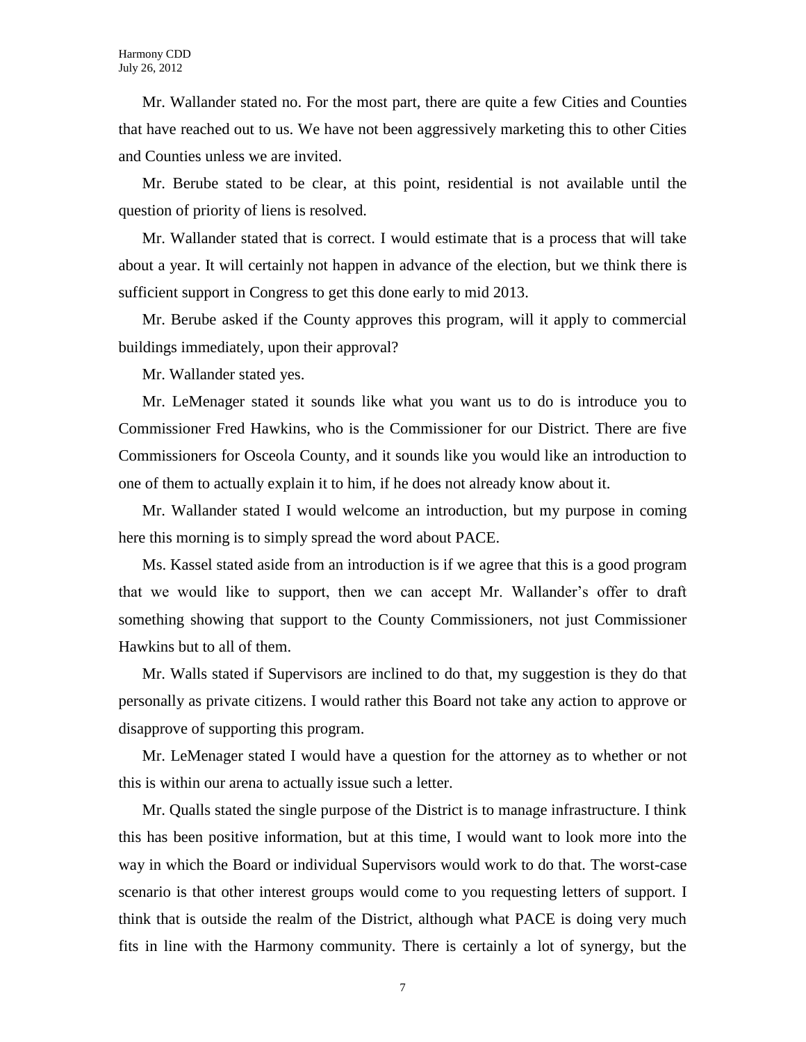Mr. Wallander stated no. For the most part, there are quite a few Cities and Counties that have reached out to us. We have not been aggressively marketing this to other Cities and Counties unless we are invited.

Mr. Berube stated to be clear, at this point, residential is not available until the question of priority of liens is resolved.

Mr. Wallander stated that is correct. I would estimate that is a process that will take about a year. It will certainly not happen in advance of the election, but we think there is sufficient support in Congress to get this done early to mid 2013.

Mr. Berube asked if the County approves this program, will it apply to commercial buildings immediately, upon their approval?

Mr. Wallander stated yes.

Mr. LeMenager stated it sounds like what you want us to do is introduce you to Commissioner Fred Hawkins, who is the Commissioner for our District. There are five Commissioners for Osceola County, and it sounds like you would like an introduction to one of them to actually explain it to him, if he does not already know about it.

Mr. Wallander stated I would welcome an introduction, but my purpose in coming here this morning is to simply spread the word about PACE.

Ms. Kassel stated aside from an introduction is if we agree that this is a good program that we would like to support, then we can accept Mr. Wallander's offer to draft something showing that support to the County Commissioners, not just Commissioner Hawkins but to all of them.

Mr. Walls stated if Supervisors are inclined to do that, my suggestion is they do that personally as private citizens. I would rather this Board not take any action to approve or disapprove of supporting this program.

Mr. LeMenager stated I would have a question for the attorney as to whether or not this is within our arena to actually issue such a letter.

Mr. Qualls stated the single purpose of the District is to manage infrastructure. I think this has been positive information, but at this time, I would want to look more into the way in which the Board or individual Supervisors would work to do that. The worst-case scenario is that other interest groups would come to you requesting letters of support. I think that is outside the realm of the District, although what PACE is doing very much fits in line with the Harmony community. There is certainly a lot of synergy, but the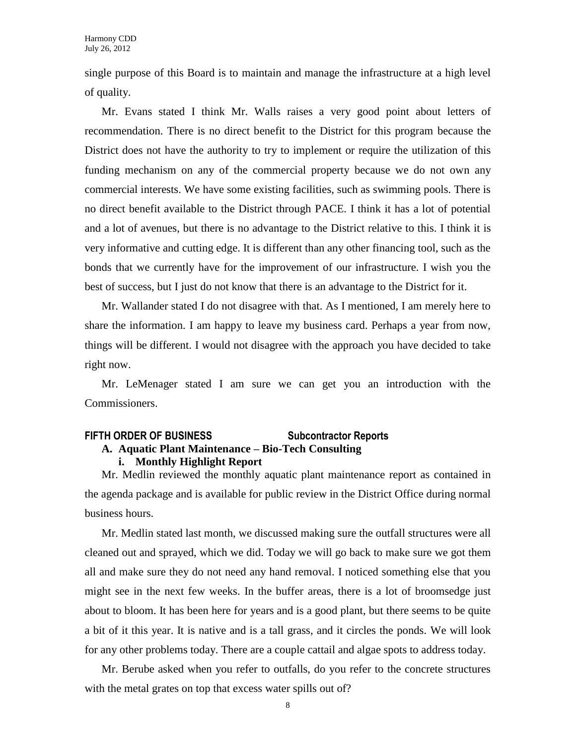single purpose of this Board is to maintain and manage the infrastructure at a high level of quality.

Mr. Evans stated I think Mr. Walls raises a very good point about letters of recommendation. There is no direct benefit to the District for this program because the District does not have the authority to try to implement or require the utilization of this funding mechanism on any of the commercial property because we do not own any commercial interests. We have some existing facilities, such as swimming pools. There is no direct benefit available to the District through PACE. I think it has a lot of potential and a lot of avenues, but there is no advantage to the District relative to this. I think it is very informative and cutting edge. It is different than any other financing tool, such as the bonds that we currently have for the improvement of our infrastructure. I wish you the best of success, but I just do not know that there is an advantage to the District for it.

Mr. Wallander stated I do not disagree with that. As I mentioned, I am merely here to share the information. I am happy to leave my business card. Perhaps a year from now, things will be different. I would not disagree with the approach you have decided to take right now.

Mr. LeMenager stated I am sure we can get you an introduction with the Commissioners.

**FIFTH ORDER OF BUSINESS** **Subcontractor Reports**

**A. Aquatic Plant Maintenance – Bio-Tech Consulting**

**i. Monthly Highlight Report**

Mr. Medlin reviewed the monthly aquatic plant maintenance report as contained in the agenda package and is available for public review in the District Office during normal business hours.

Mr. Medlin stated last month, we discussed making sure the outfall structures were all cleaned out and sprayed, which we did. Today we will go back to make sure we got them all and make sure they do not need any hand removal. I noticed something else that you might see in the next few weeks. In the buffer areas, there is a lot of broomsedge just about to bloom. It has been here for years and is a good plant, but there seems to be quite a bit of it this year. It is native and is a tall grass, and it circles the ponds. We will look for any other problems today. There are a couple cattail and algae spots to address today.

Mr. Berube asked when you refer to outfalls, do you refer to the concrete structures with the metal grates on top that excess water spills out of?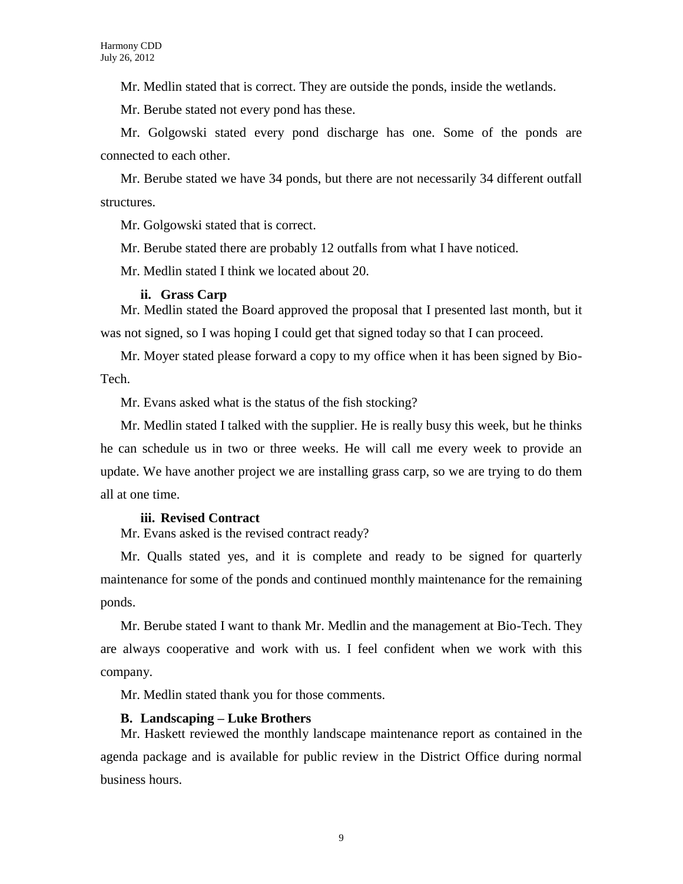Mr. Medlin stated that is correct. They are outside the ponds, inside the wetlands.

Mr. Berube stated not every pond has these.

Mr. Golgowski stated every pond discharge has one. Some of the ponds are connected to each other.

Mr. Berube stated we have 34 ponds, but there are not necessarily 34 different outfall structures.

Mr. Golgowski stated that is correct.

Mr. Berube stated there are probably 12 outfalls from what I have noticed.

Mr. Medlin stated I think we located about 20.

**ii. Grass Carp**

Mr. Medlin stated the Board approved the proposal that I presented last month, but it was not signed, so I was hoping I could get that signed today so that I can proceed.

Mr. Moyer stated please forward a copy to my office when it has been signed by Bio-Tech.

Mr. Evans asked what is the status of the fish stocking?

Mr. Medlin stated I talked with the supplier. He is really busy this week, but he thinks he can schedule us in two or three weeks. He will call me every week to provide an update. We have another project we are installing grass carp, so we are trying to do them all at one time.

**iii. Revised Contract**

Mr. Evans asked is the revised contract ready?

Mr. Qualls stated yes, and it is complete and ready to be signed for quarterly maintenance for some of the ponds and continued monthly maintenance for the remaining ponds.

Mr. Berube stated I want to thank Mr. Medlin and the management at Bio-Tech. They are always cooperative and work with us. I feel confident when we work with this company.

Mr. Medlin stated thank you for those comments.

**B. Landscaping – Luke Brothers**

Mr. Haskett reviewed the monthly landscape maintenance report as contained in the agenda package and is available for public review in the District Office during normal business hours.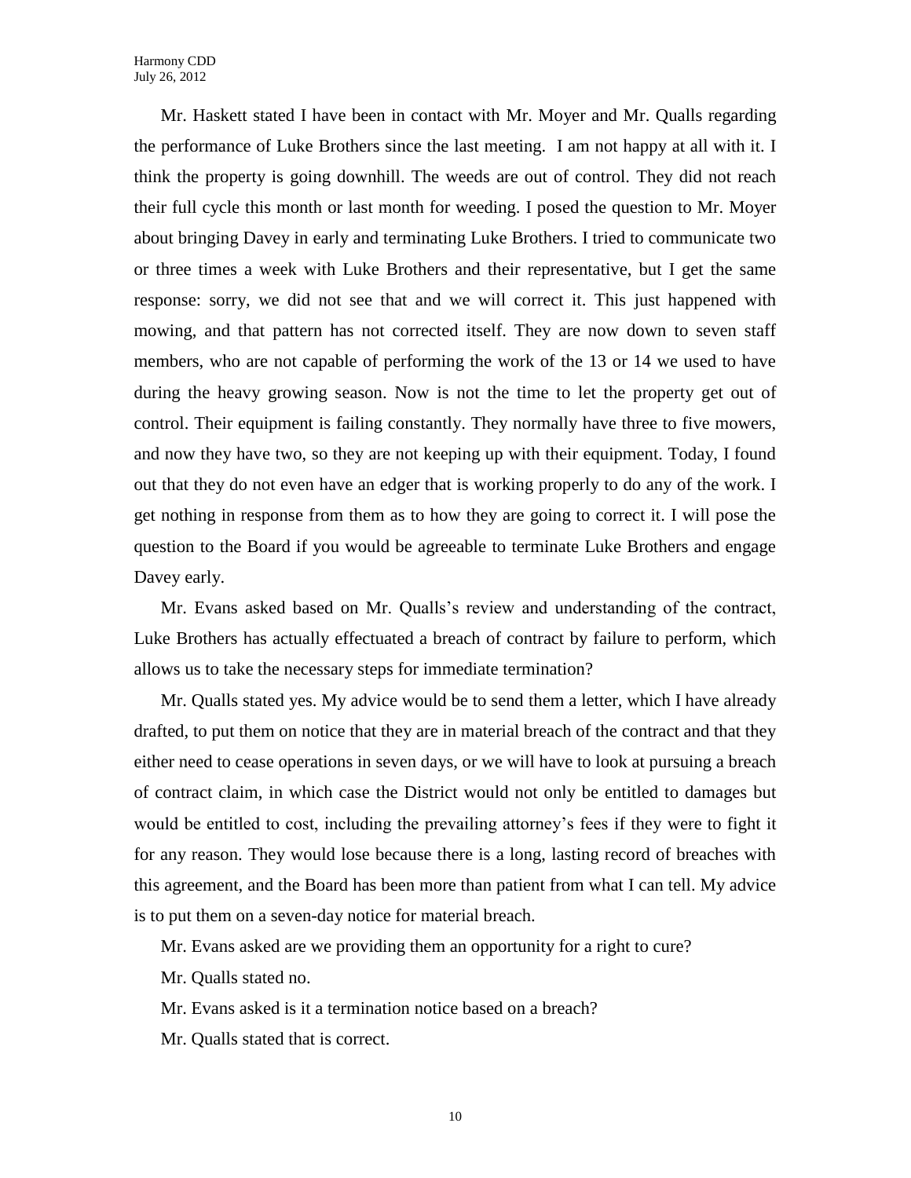Mr. Haskett stated I have been in contact with Mr. Moyer and Mr. Qualls regarding the performance of Luke Brothers since the last meeting. I am not happy at all with it. I think the property is going downhill. The weeds are out of control. They did not reach their full cycle this month or last month for weeding. I posed the question to Mr. Moyer about bringing Davey in early and terminating Luke Brothers. I tried to communicate two or three times a week with Luke Brothers and their representative, but I get the same response: sorry, we did not see that and we will correct it. This just happened with mowing, and that pattern has not corrected itself. They are now down to seven staff members, who are not capable of performing the work of the 13 or 14 we used to have during the heavy growing season. Now is not the time to let the property get out of control. Their equipment is failing constantly. They normally have three to five mowers, and now they have two, so they are not keeping up with their equipment. Today, I found out that they do not even have an edger that is working properly to do any of the work. I get nothing in response from them as to how they are going to correct it. I will pose the question to the Board if you would be agreeable to terminate Luke Brothers and engage Davey early.

Mr. Evans asked based on Mr. Qualls's review and understanding of the contract, Luke Brothers has actually effectuated a breach of contract by failure to perform, which allows us to take the necessary steps for immediate termination?

Mr. Qualls stated yes. My advice would be to send them a letter, which I have already drafted, to put them on notice that they are in material breach of the contract and that they either need to cease operations in seven days, or we will have to look at pursuing a breach of contract claim, in which case the District would not only be entitled to damages but would be entitled to cost, including the prevailing attorney's fees if they were to fight it for any reason. They would lose because there is a long, lasting record of breaches with this agreement, and the Board has been more than patient from what I can tell. My advice is to put them on a seven-day notice for material breach.

Mr. Evans asked are we providing them an opportunity for a right to cure?

Mr. Qualls stated no.

Mr. Evans asked is it a termination notice based on a breach?

Mr. Qualls stated that is correct.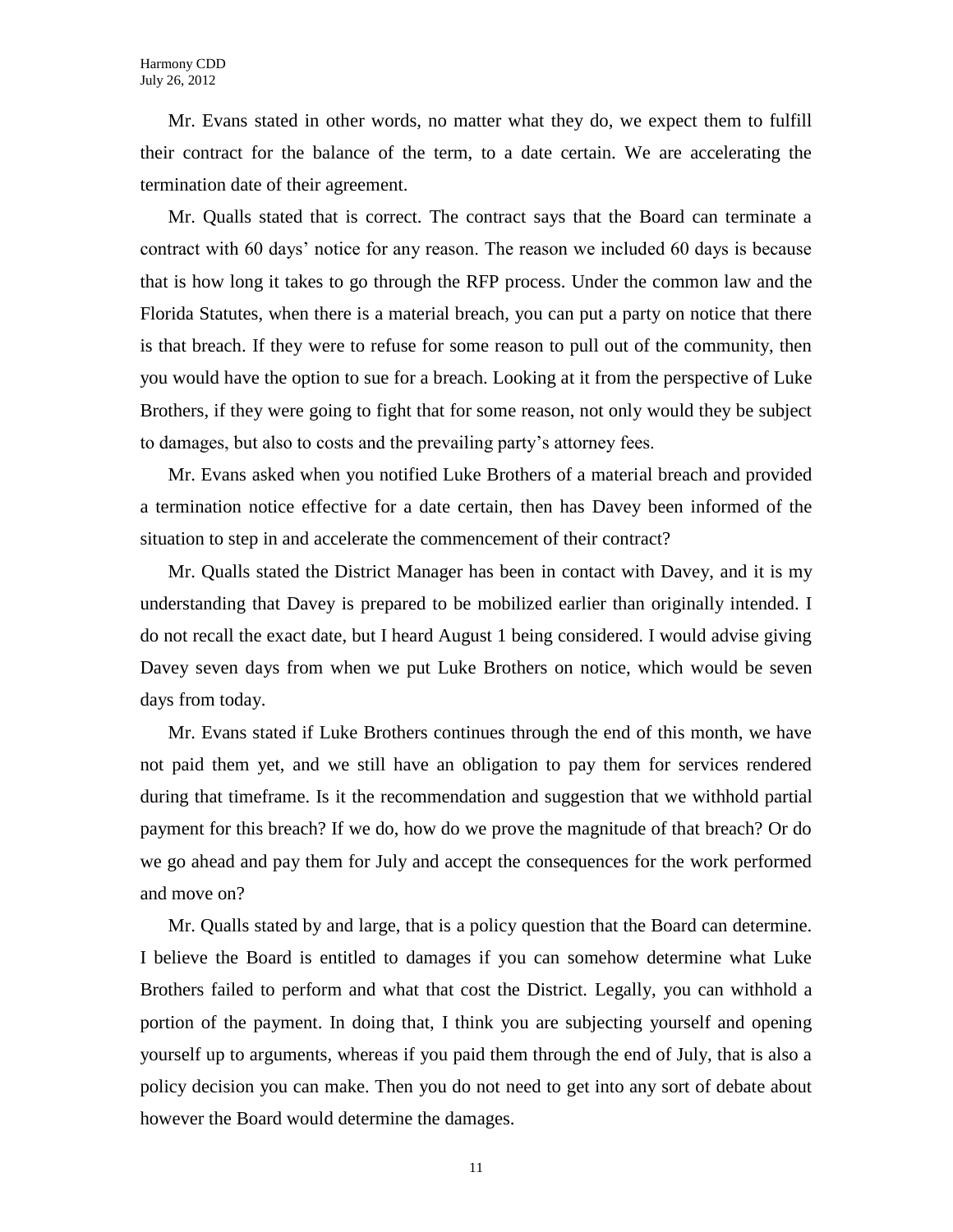Mr. Evans stated in other words, no matter what they do, we expect them to fulfill their contract for the balance of the term, to a date certain. We are accelerating the termination date of their agreement.

Mr. Qualls stated that is correct. The contract says that the Board can terminate a contract with 60 days' notice for any reason. The reason we included 60 days is because that is how long it takes to go through the RFP process. Under the common law and the Florida Statutes, when there is a material breach, you can put a party on notice that there is that breach. If they were to refuse for some reason to pull out of the community, then you would have the option to sue for a breach. Looking at it from the perspective of Luke Brothers, if they were going to fight that for some reason, not only would they be subject to damages, but also to costs and the prevailing party's attorney fees.

Mr. Evans asked when you notified Luke Brothers of a material breach and provided a termination notice effective for a date certain, then has Davey been informed of the situation to step in and accelerate the commencement of their contract?

Mr. Qualls stated the District Manager has been in contact with Davey, and it is my understanding that Davey is prepared to be mobilized earlier than originally intended. I do not recall the exact date, but I heard August 1 being considered. I would advise giving Davey seven days from when we put Luke Brothers on notice, which would be seven days from today.

Mr. Evans stated if Luke Brothers continues through the end of this month, we have not paid them yet, and we still have an obligation to pay them for services rendered during that timeframe. Is it the recommendation and suggestion that we withhold partial payment for this breach? If we do, how do we prove the magnitude of that breach? Or do we go ahead and pay them for July and accept the consequences for the work performed and move on?

Mr. Qualls stated by and large, that is a policy question that the Board can determine. I believe the Board is entitled to damages if you can somehow determine what Luke Brothers failed to perform and what that cost the District. Legally, you can withhold a portion of the payment. In doing that, I think you are subjecting yourself and opening yourself up to arguments, whereas if you paid them through the end of July, that is also a policy decision you can make. Then you do not need to get into any sort of debate about however the Board would determine the damages.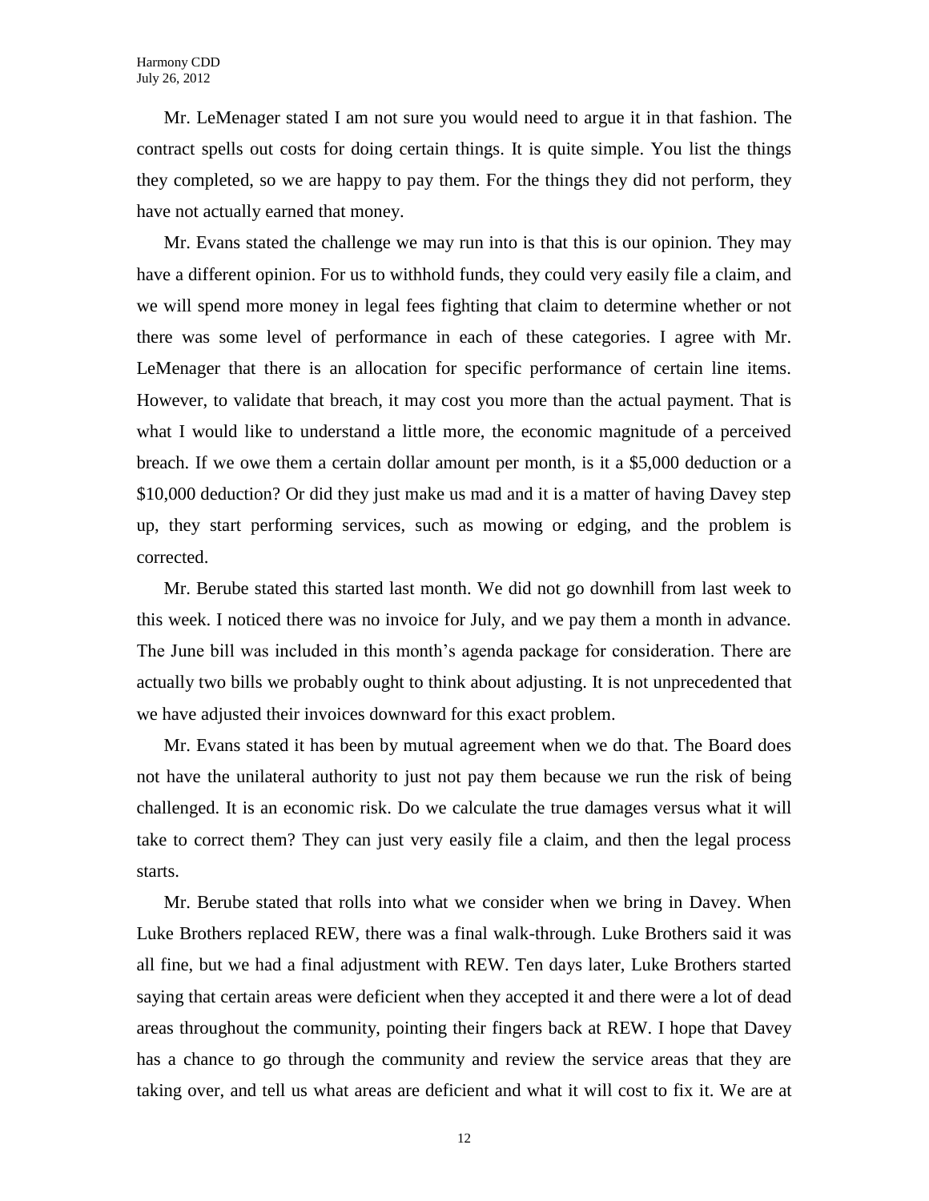Mr. LeMenager stated I am not sure you would need to argue it in that fashion. The contract spells out costs for doing certain things. It is quite simple. You list the things they completed, so we are happy to pay them. For the things they did not perform, they have not actually earned that money.

Mr. Evans stated the challenge we may run into is that this is our opinion. They may have a different opinion. For us to withhold funds, they could very easily file a claim, and we will spend more money in legal fees fighting that claim to determine whether or not there was some level of performance in each of these categories. I agree with Mr. LeMenager that there is an allocation for specific performance of certain line items. However, to validate that breach, it may cost you more than the actual payment. That is what I would like to understand a little more, the economic magnitude of a perceived breach. If we owe them a certain dollar amount per month, is it a $5,000 deduction or a $10,000 deduction? Or did they just make us mad and it is a matter of having Davey step up, they start performing services, such as mowing or edging, and the problem is corrected.

Mr. Berube stated this started last month. We did not go downhill from last week to this week. I noticed there was no invoice for July, and we pay them a month in advance. The June bill was included in this month's agenda package for consideration. There are actually two bills we probably ought to think about adjusting. It is not unprecedented that we have adjusted their invoices downward for this exact problem.

Mr. Evans stated it has been by mutual agreement when we do that. The Board does not have the unilateral authority to just not pay them because we run the risk of being challenged. It is an economic risk. Do we calculate the true damages versus what it will take to correct them? They can just very easily file a claim, and then the legal process starts.

Mr. Berube stated that rolls into what we consider when we bring in Davey. When Luke Brothers replaced REW, there was a final walk-through. Luke Brothers said it was all fine, but we had a final adjustment with REW. Ten days later, Luke Brothers started saying that certain areas were deficient when they accepted it and there were a lot of dead areas throughout the community, pointing their fingers back at REW. I hope that Davey has a chance to go through the community and review the service areas that they are taking over, and tell us what areas are deficient and what it will cost to fix it. We are at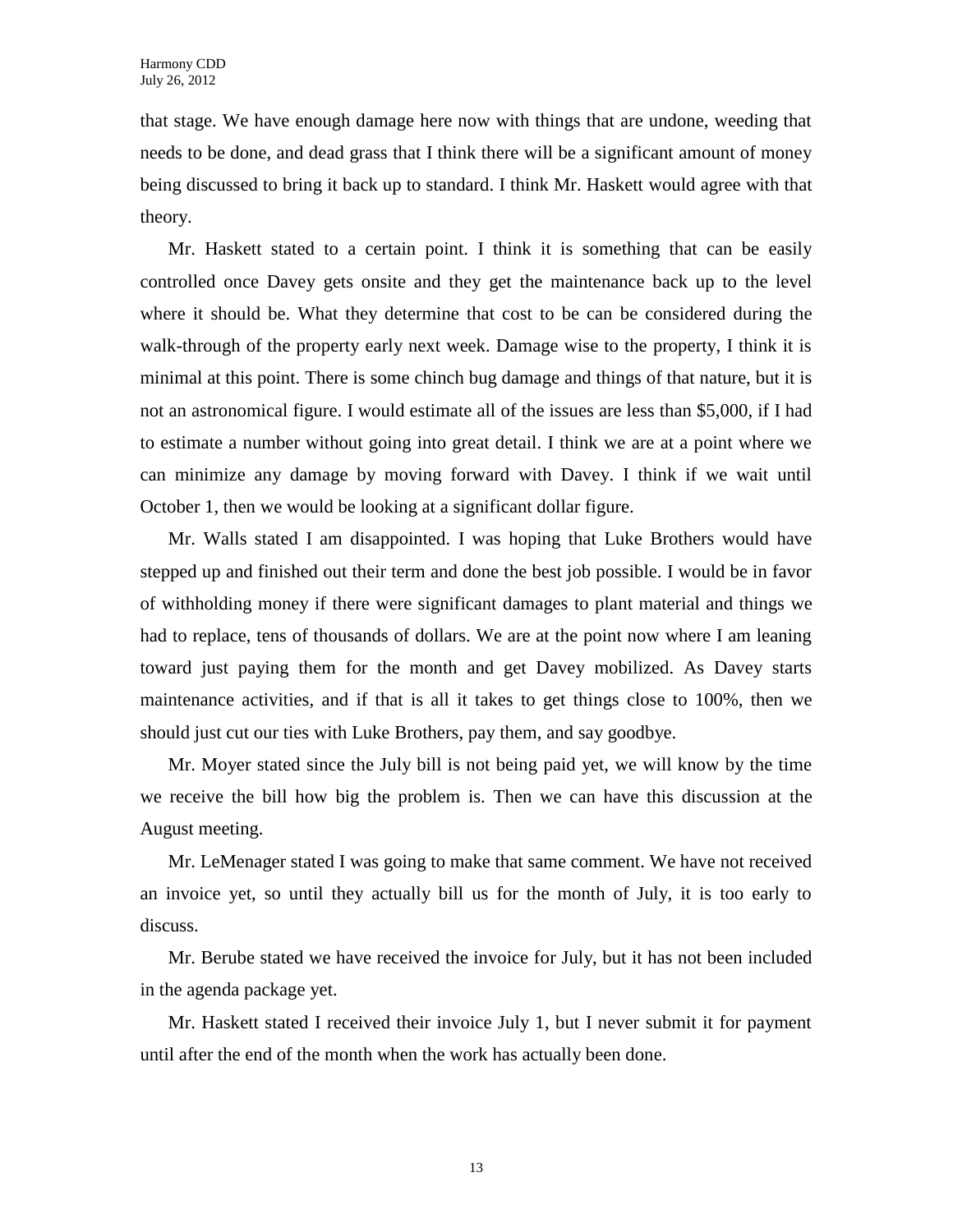that stage. We have enough damage here now with things that are undone, weeding that needs to be done, and dead grass that I think there will be a significant amount of money being discussed to bring it back up to standard. I think Mr. Haskett would agree with that theory.

Mr. Haskett stated to a certain point. I think it is something that can be easily controlled once Davey gets onsite and they get the maintenance back up to the level where it should be. What they determine that cost to be can be considered during the walk-through of the property early next week. Damage wise to the property, I think it is minimal at this point. There is some chinch bug damage and things of that nature, but it is not an astronomical figure. I would estimate all of the issues are less than $5,000, if I had to estimate a number without going into great detail. I think we are at a point where we can minimize any damage by moving forward with Davey. I think if we wait until October 1, then we would be looking at a significant dollar figure.

Mr. Walls stated I am disappointed. I was hoping that Luke Brothers would have stepped up and finished out their term and done the best job possible. I would be in favor of withholding money if there were significant damages to plant material and things we had to replace, tens of thousands of dollars. We are at the point now where I am leaning toward just paying them for the month and get Davey mobilized. As Davey starts maintenance activities, and if that is all it takes to get things close to 100%, then we should just cut our ties with Luke Brothers, pay them, and say goodbye.

Mr. Moyer stated since the July bill is not being paid yet, we will know by the time we receive the bill how big the problem is. Then we can have this discussion at the August meeting.

Mr. LeMenager stated I was going to make that same comment. We have not received an invoice yet, so until they actually bill us for the month of July, it is too early to discuss.

Mr. Berube stated we have received the invoice for July, but it has not been included in the agenda package yet.

Mr. Haskett stated I received their invoice July 1, but I never submit it for payment until after the end of the month when the work has actually been done.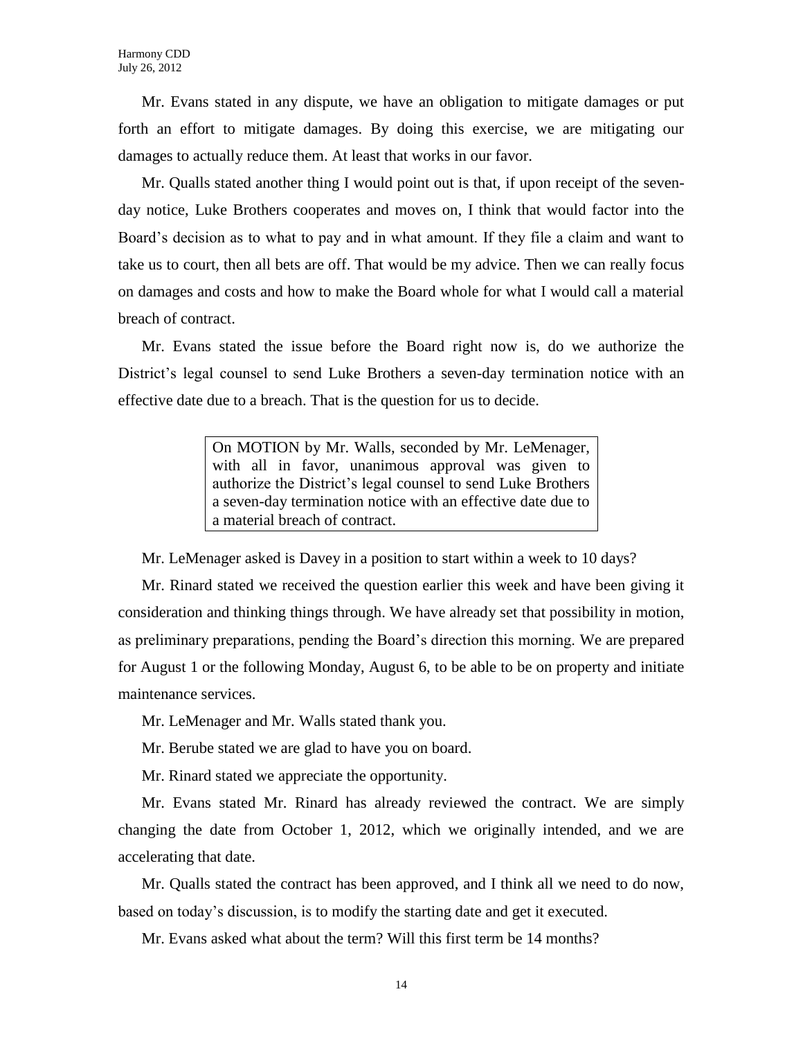Mr. Evans stated in any dispute, we have an obligation to mitigate damages or put forth an effort to mitigate damages. By doing this exercise, we are mitigating our damages to actually reduce them. At least that works in our favor.

Mr. Qualls stated another thing I would point out is that, if upon receipt of the seven-day notice, Luke Brothers cooperates and moves on, I think that would factor into the Board's decision as to what to pay and in what amount. If they file a claim and want to take us to court, then all bets are off. That would be my advice. Then we can really focus on damages and costs and how to make the Board whole for what I would call a material breach of contract.

Mr. Evans stated the issue before the Board right now is, do we authorize the District's legal counsel to send Luke Brothers a seven-day termination notice with an effective date due to a breach. That is the question for us to decide.

> On MOTION by Mr. Walls, seconded by Mr. LeMenager, with all in favor, unanimous approval was given to authorize the District's legal counsel to send Luke Brothers a seven-day termination notice with an effective date due to a material breach of contract.

Mr. LeMenager asked is Davey in a position to start within a week to 10 days?

Mr. Rinard stated we received the question earlier this week and have been giving it consideration and thinking things through. We have already set that possibility in motion, as preliminary preparations, pending the Board's direction this morning. We are prepared for August 1 or the following Monday, August 6, to be able to be on property and initiate maintenance services.

Mr. LeMenager and Mr. Walls stated thank you.

Mr. Berube stated we are glad to have you on board.

Mr. Rinard stated we appreciate the opportunity.

Mr. Evans stated Mr. Rinard has already reviewed the contract. We are simply changing the date from October 1, 2012, which we originally intended, and we are accelerating that date.

Mr. Qualls stated the contract has been approved, and I think all we need to do now, based on today's discussion, is to modify the starting date and get it executed.

Mr. Evans asked what about the term? Will this first term be 14 months?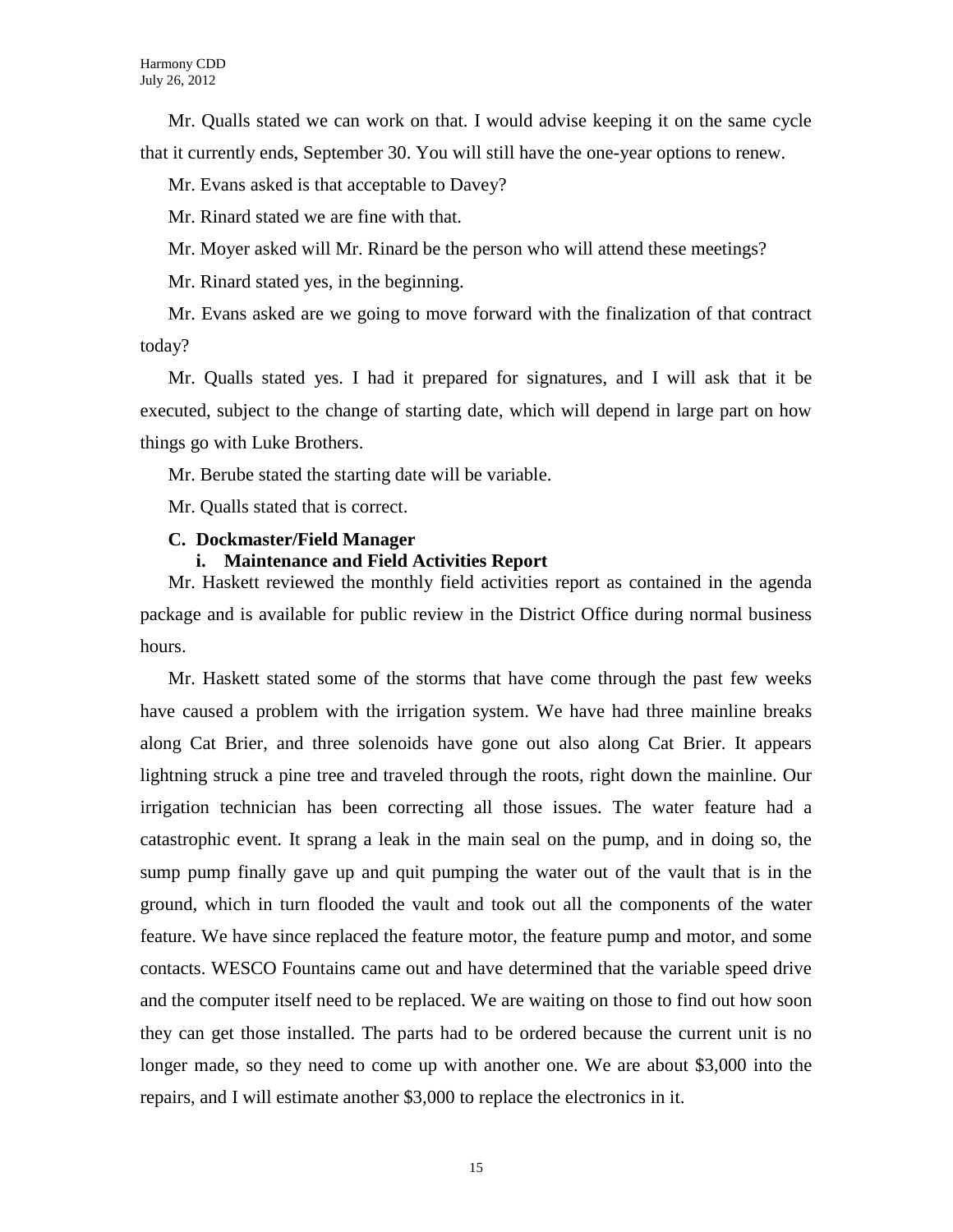Mr. Qualls stated we can work on that. I would advise keeping it on the same cycle that it currently ends, September 30. You will still have the one-year options to renew.

Mr. Evans asked is that acceptable to Davey?

Mr. Rinard stated we are fine with that.

Mr. Moyer asked will Mr. Rinard be the person who will attend these meetings?

Mr. Rinard stated yes, in the beginning.

Mr. Evans asked are we going to move forward with the finalization of that contract today?

Mr. Qualls stated yes. I had it prepared for signatures, and I will ask that it be executed, subject to the change of starting date, which will depend in large part on how things go with Luke Brothers.

Mr. Berube stated the starting date will be variable.

Mr. Qualls stated that is correct.

**C. Dockmaster/Field Manager**

**i. Maintenance and Field Activities Report**

Mr. Haskett reviewed the monthly field activities report as contained in the agenda package and is available for public review in the District Office during normal business hours.

Mr. Haskett stated some of the storms that have come through the past few weeks have caused a problem with the irrigation system. We have had three mainline breaks along Cat Brier, and three solenoids have gone out also along Cat Brier. It appears lightning struck a pine tree and traveled through the roots, right down the mainline. Our irrigation technician has been correcting all those issues. The water feature had a catastrophic event. It sprang a leak in the main seal on the pump, and in doing so, the sump pump finally gave up and quit pumping the water out of the vault that is in the ground, which in turn flooded the vault and took out all the components of the water feature. We have since replaced the feature motor, the feature pump and motor, and some contacts. WESCO Fountains came out and have determined that the variable speed drive and the computer itself need to be replaced. We are waiting on those to find out how soon they can get those installed. The parts had to be ordered because the current unit is no longer made, so they need to come up with another one. We are about $3,000 into the repairs, and I will estimate another $3,000 to replace the electronics in it.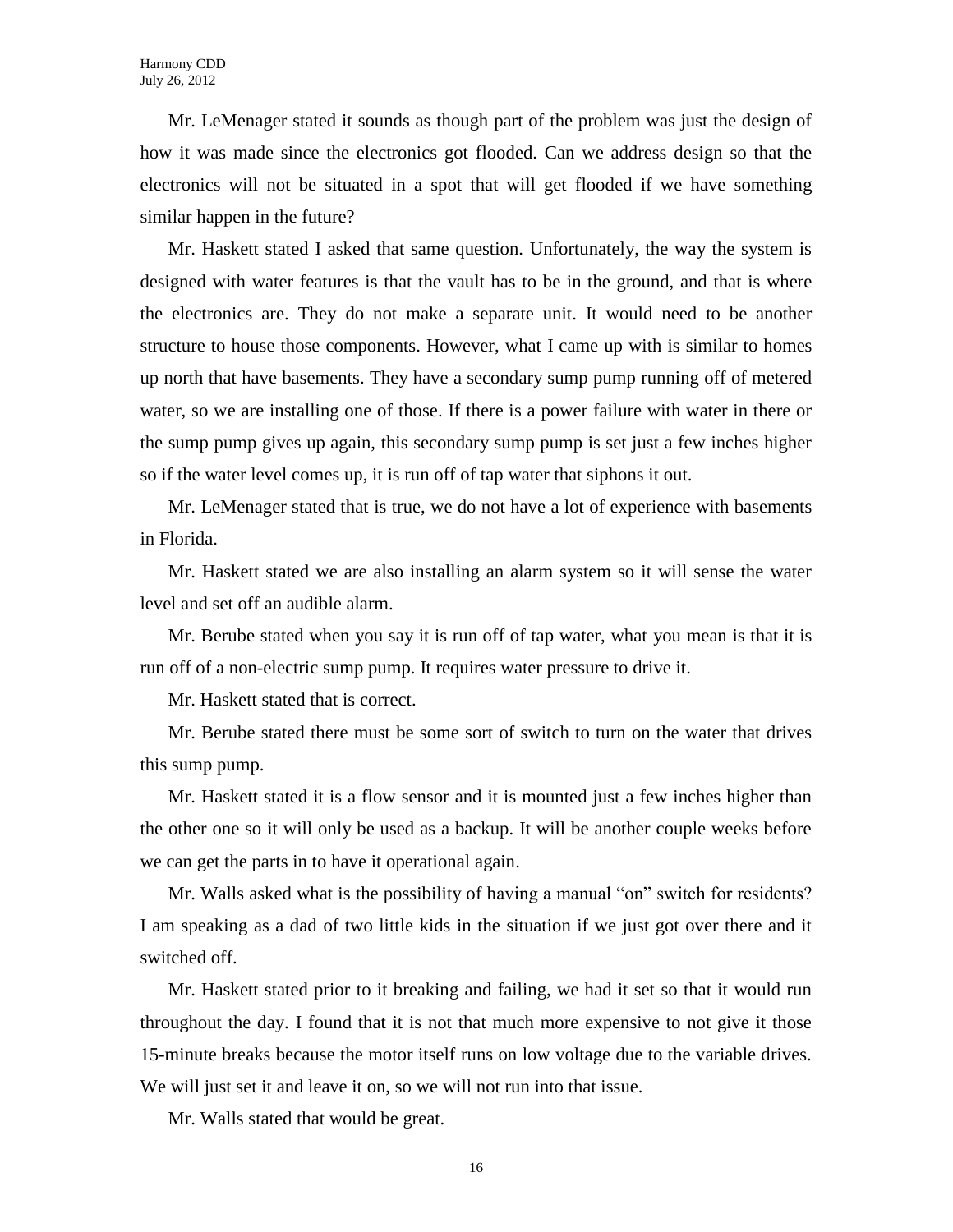Mr. LeMenager stated it sounds as though part of the problem was just the design of how it was made since the electronics got flooded. Can we address design so that the electronics will not be situated in a spot that will get flooded if we have something similar happen in the future?

Mr. Haskett stated I asked that same question. Unfortunately, the way the system is designed with water features is that the vault has to be in the ground, and that is where the electronics are. They do not make a separate unit. It would need to be another structure to house those components. However, what I came up with is similar to homes up north that have basements. They have a secondary sump pump running off of metered water, so we are installing one of those. If there is a power failure with water in there or the sump pump gives up again, this secondary sump pump is set just a few inches higher so if the water level comes up, it is run off of tap water that siphons it out.

Mr. LeMenager stated that is true, we do not have a lot of experience with basements in Florida.

Mr. Haskett stated we are also installing an alarm system so it will sense the water level and set off an audible alarm.

Mr. Berube stated when you say it is run off of tap water, what you mean is that it is run off of a non-electric sump pump. It requires water pressure to drive it.

Mr. Haskett stated that is correct.

Mr. Berube stated there must be some sort of switch to turn on the water that drives this sump pump.

Mr. Haskett stated it is a flow sensor and it is mounted just a few inches higher than the other one so it will only be used as a backup. It will be another couple weeks before we can get the parts in to have it operational again.

Mr. Walls asked what is the possibility of having a manual "on" switch for residents? I am speaking as a dad of two little kids in the situation if we just got over there and it switched off.

Mr. Haskett stated prior to it breaking and failing, we had it set so that it would run throughout the day. I found that it is not that much more expensive to not give it those 15-minute breaks because the motor itself runs on low voltage due to the variable drives. We will just set it and leave it on, so we will not run into that issue.

Mr. Walls stated that would be great.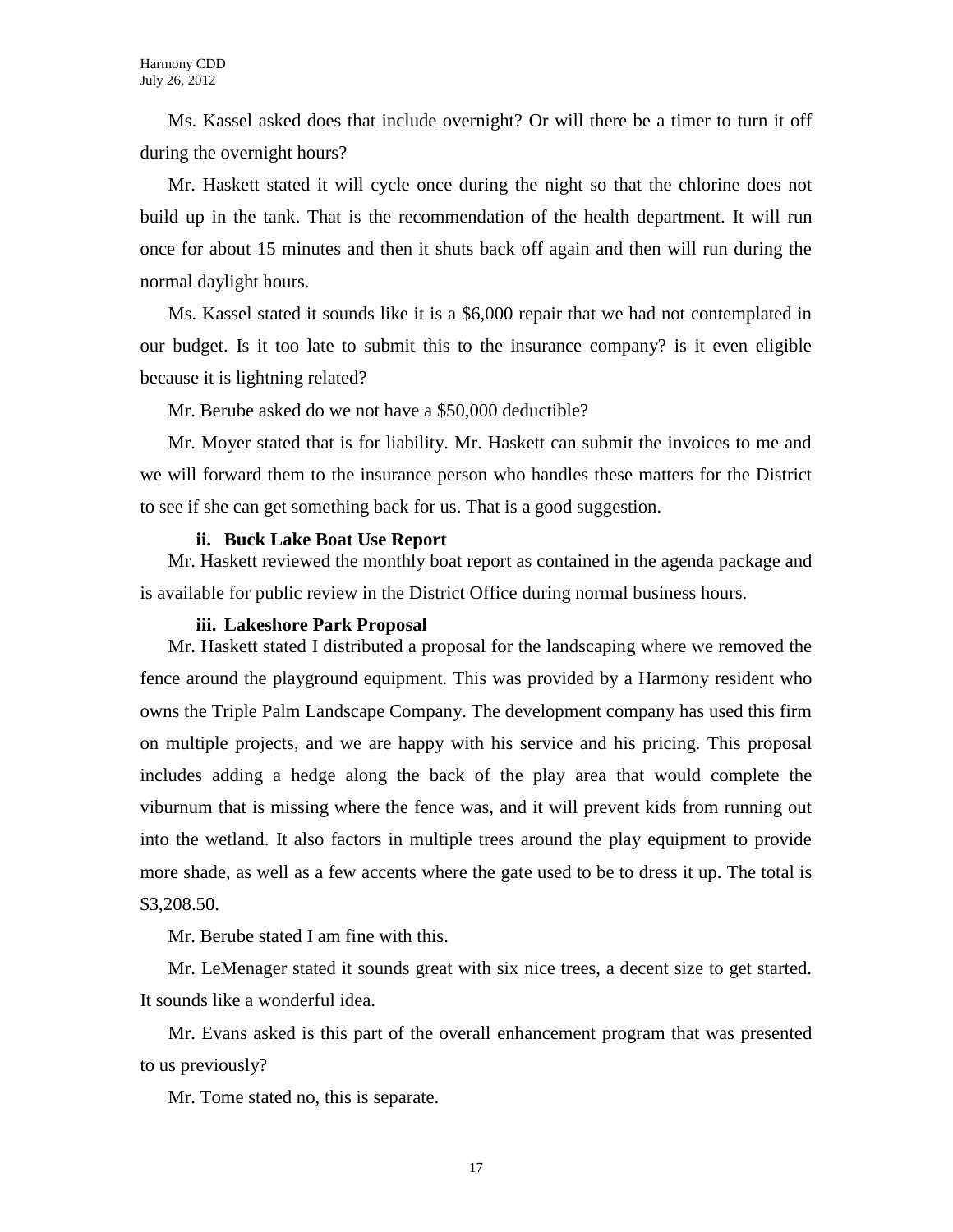Ms. Kassel asked does that include overnight? Or will there be a timer to turn it off during the overnight hours?

Mr. Haskett stated it will cycle once during the night so that the chlorine does not build up in the tank. That is the recommendation of the health department. It will run once for about 15 minutes and then it shuts back off again and then will run during the normal daylight hours.

Ms. Kassel stated it sounds like it is a $6,000 repair that we had not contemplated in our budget. Is it too late to submit this to the insurance company? is it even eligible because it is lightning related?

Mr. Berube asked do we not have a $50,000 deductible?

Mr. Moyer stated that is for liability. Mr. Haskett can submit the invoices to me and we will forward them to the insurance person who handles these matters for the District to see if she can get something back for us. That is a good suggestion.

**ii. Buck Lake Boat Use Report**

Mr. Haskett reviewed the monthly boat report as contained in the agenda package and is available for public review in the District Office during normal business hours.

**iii. Lakeshore Park Proposal**

Mr. Haskett stated I distributed a proposal for the landscaping where we removed the fence around the playground equipment. This was provided by a Harmony resident who owns the Triple Palm Landscape Company. The development company has used this firm on multiple projects, and we are happy with his service and his pricing. This proposal includes adding a hedge along the back of the play area that would complete the viburnum that is missing where the fence was, and it will prevent kids from running out into the wetland. It also factors in multiple trees around the play equipment to provide more shade, as well as a few accents where the gate used to be to dress it up. The total is $3,208.50.

Mr. Berube stated I am fine with this.

Mr. LeMenager stated it sounds great with six nice trees, a decent size to get started. It sounds like a wonderful idea.

Mr. Evans asked is this part of the overall enhancement program that was presented to us previously?

Mr. Tome stated no, this is separate.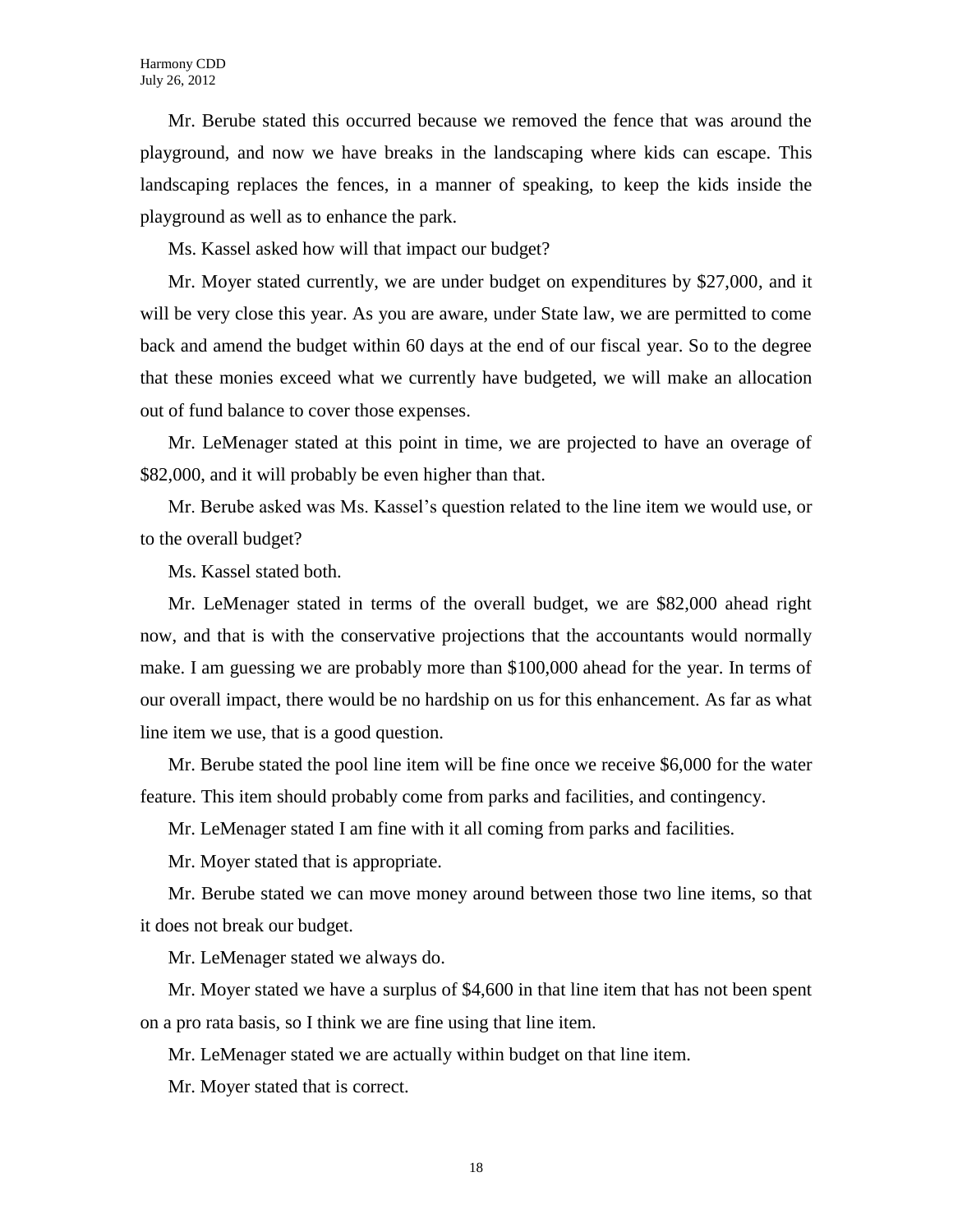Mr. Berube stated this occurred because we removed the fence that was around the playground, and now we have breaks in the landscaping where kids can escape. This landscaping replaces the fences, in a manner of speaking, to keep the kids inside the playground as well as to enhance the park.

Ms. Kassel asked how will that impact our budget?

Mr. Moyer stated currently, we are under budget on expenditures by $27,000, and it will be very close this year. As you are aware, under State law, we are permitted to come back and amend the budget within 60 days at the end of our fiscal year. So to the degree that these monies exceed what we currently have budgeted, we will make an allocation out of fund balance to cover those expenses.

Mr. LeMenager stated at this point in time, we are projected to have an overage of $82,000, and it will probably be even higher than that.

Mr. Berube asked was Ms. Kassel's question related to the line item we would use, or to the overall budget?

Ms. Kassel stated both.

Mr. LeMenager stated in terms of the overall budget, we are $82,000 ahead right now, and that is with the conservative projections that the accountants would normally make. I am guessing we are probably more than $100,000 ahead for the year. In terms of our overall impact, there would be no hardship on us for this enhancement. As far as what line item we use, that is a good question.

Mr. Berube stated the pool line item will be fine once we receive $6,000 for the water feature. This item should probably come from parks and facilities, and contingency.

Mr. LeMenager stated I am fine with it all coming from parks and facilities.

Mr. Moyer stated that is appropriate.

Mr. Berube stated we can move money around between those two line items, so that it does not break our budget.

Mr. LeMenager stated we always do.

Mr. Moyer stated we have a surplus of $4,600 in that line item that has not been spent on a pro rata basis, so I think we are fine using that line item.

Mr. LeMenager stated we are actually within budget on that line item.

Mr. Moyer stated that is correct.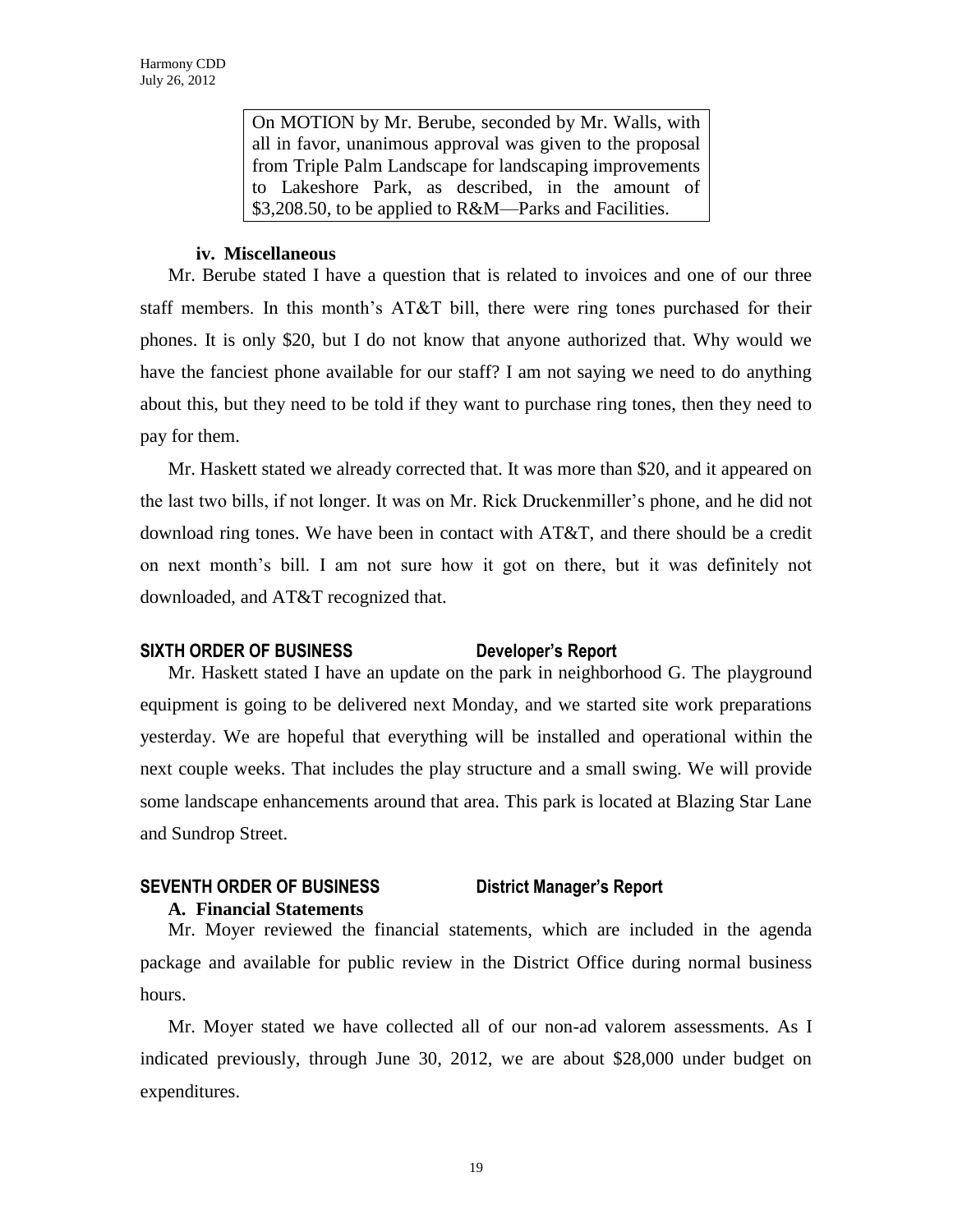> On MOTION by Mr. Berube, seconded by Mr. Walls, with all in favor, unanimous approval was given to the proposal from Triple Palm Landscape for landscaping improvements to Lakeshore Park, as described, in the amount of $3,208.50, to be applied to R&M—Parks and Facilities.

**iv. Miscellaneous**

Mr. Berube stated I have a question that is related to invoices and one of our three staff members. In this month's AT&T bill, there were ring tones purchased for their phones. It is only $20, but I do not know that anyone authorized that. Why would we have the fanciest phone available for our staff? I am not saying we need to do anything about this, but they need to be told if they want to purchase ring tones, then they need to pay for them.

Mr. Haskett stated we already corrected that. It was more than $20, and it appeared on the last two bills, if not longer. It was on Mr. Rick Druckenmiller's phone, and he did not download ring tones. We have been in contact with AT&T, and there should be a credit on next month's bill. I am not sure how it got on there, but it was definitely not downloaded, and AT&T recognized that.

## SIXTH ORDER OF BUSINESS — Developer's Report

Mr. Haskett stated I have an update on the park in neighborhood G. The playground equipment is going to be delivered next Monday, and we started site work preparations yesterday. We are hopeful that everything will be installed and operational within the next couple weeks. That includes the play structure and a small swing. We will provide some landscape enhancements around that area. This park is located at Blazing Star Lane and Sundrop Street.

## SEVENTH ORDER OF BUSINESS — District Manager's Report

**A. Financial Statements**

Mr. Moyer reviewed the financial statements, which are included in the agenda package and available for public review in the District Office during normal business hours.

Mr. Moyer stated we have collected all of our non-ad valorem assessments. As I indicated previously, through June 30, 2012, we are about $28,000 under budget on expenditures.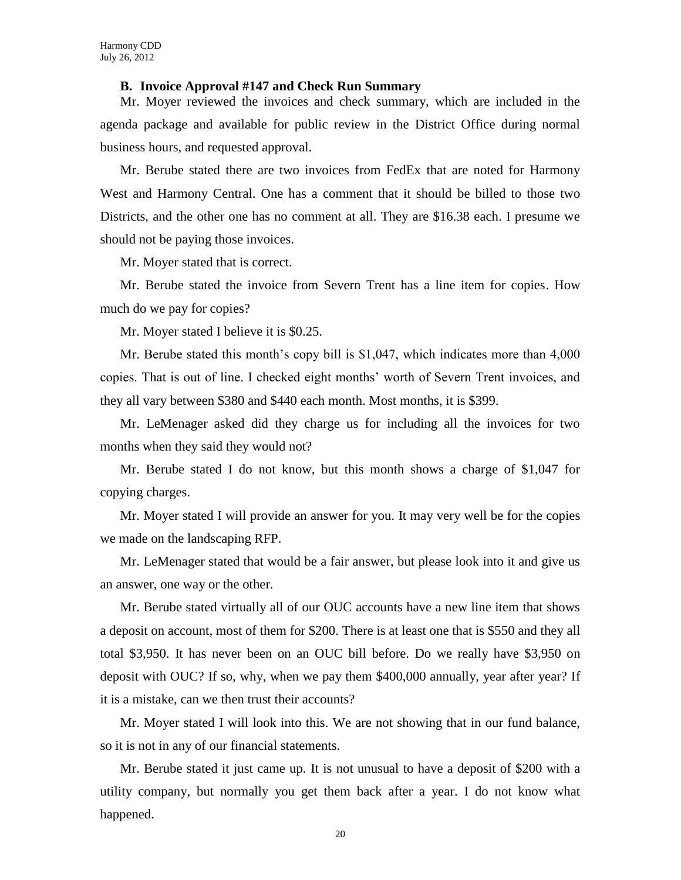**B. Invoice Approval #147 and Check Run Summary**

Mr. Moyer reviewed the invoices and check summary, which are included in the agenda package and available for public review in the District Office during normal business hours, and requested approval.

Mr. Berube stated there are two invoices from FedEx that are noted for Harmony West and Harmony Central. One has a comment that it should be billed to those two Districts, and the other one has no comment at all. They are $16.38 each. I presume we should not be paying those invoices.

Mr. Moyer stated that is correct.

Mr. Berube stated the invoice from Severn Trent has a line item for copies. How much do we pay for copies?

Mr. Moyer stated I believe it is $0.25.

Mr. Berube stated this month's copy bill is $1,047, which indicates more than 4,000 copies. That is out of line. I checked eight months' worth of Severn Trent invoices, and they all vary between $380 and $440 each month. Most months, it is $399.

Mr. LeMenager asked did they charge us for including all the invoices for two months when they said they would not?

Mr. Berube stated I do not know, but this month shows a charge of $1,047 for copying charges.

Mr. Moyer stated I will provide an answer for you. It may very well be for the copies we made on the landscaping RFP.

Mr. LeMenager stated that would be a fair answer, but please look into it and give us an answer, one way or the other.

Mr. Berube stated virtually all of our OUC accounts have a new line item that shows a deposit on account, most of them for $200. There is at least one that is $550 and they all total $3,950. It has never been on an OUC bill before. Do we really have $3,950 on deposit with OUC? If so, why, when we pay them $400,000 annually, year after year? If it is a mistake, can we then trust their accounts?

Mr. Moyer stated I will look into this. We are not showing that in our fund balance, so it is not in any of our financial statements.

Mr. Berube stated it just came up. It is not unusual to have a deposit of $200 with a utility company, but normally you get them back after a year. I do not know what happened.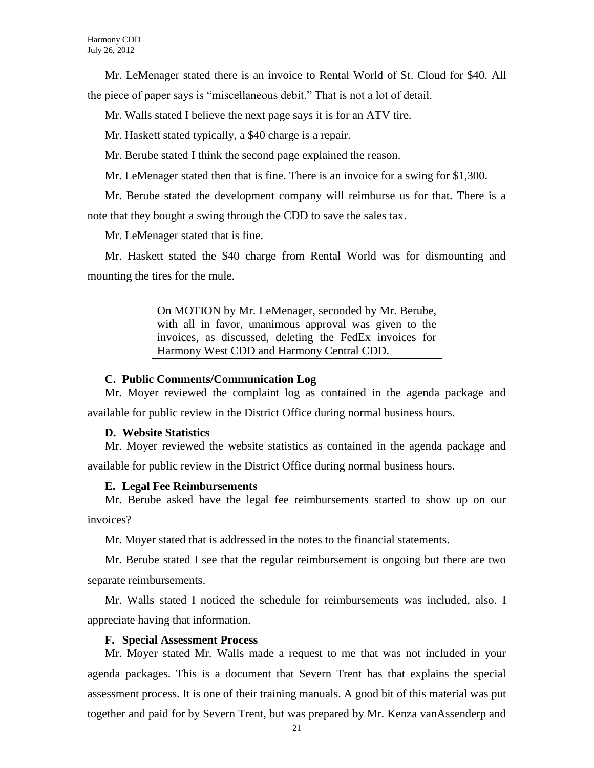Mr. LeMenager stated there is an invoice to Rental World of St. Cloud for $40. All the piece of paper says is "miscellaneous debit." That is not a lot of detail.

Mr. Walls stated I believe the next page says it is for an ATV tire.

Mr. Haskett stated typically, a $40 charge is a repair.

Mr. Berube stated I think the second page explained the reason.

Mr. LeMenager stated then that is fine. There is an invoice for a swing for $1,300.

Mr. Berube stated the development company will reimburse us for that. There is a note that they bought a swing through the CDD to save the sales tax.

Mr. LeMenager stated that is fine.

Mr. Haskett stated the $40 charge from Rental World was for dismounting and mounting the tires for the mule.

> On MOTION by Mr. LeMenager, seconded by Mr. Berube, with all in favor, unanimous approval was given to the invoices, as discussed, deleting the FedEx invoices for Harmony West CDD and Harmony Central CDD.

**C. Public Comments/Communication Log**

Mr. Moyer reviewed the complaint log as contained in the agenda package and available for public review in the District Office during normal business hours.

**D. Website Statistics**

Mr. Moyer reviewed the website statistics as contained in the agenda package and available for public review in the District Office during normal business hours.

**E. Legal Fee Reimbursements**

Mr. Berube asked have the legal fee reimbursements started to show up on our invoices?

Mr. Moyer stated that is addressed in the notes to the financial statements.

Mr. Berube stated I see that the regular reimbursement is ongoing but there are two separate reimbursements.

Mr. Walls stated I noticed the schedule for reimbursements was included, also. I appreciate having that information.

**F. Special Assessment Process**

Mr. Moyer stated Mr. Walls made a request to me that was not included in your agenda packages. This is a document that Severn Trent has that explains the special assessment process. It is one of their training manuals. A good bit of this material was put together and paid for by Severn Trent, but was prepared by Mr. Kenza vanAssenderp and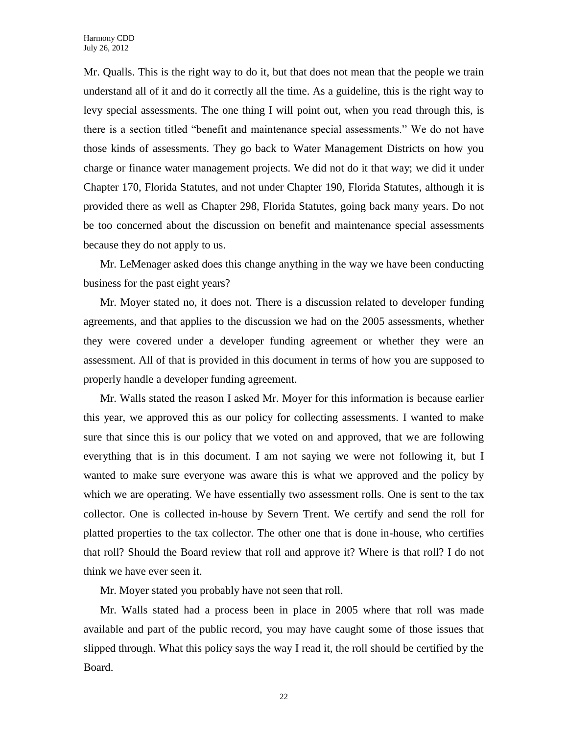Mr. Qualls. This is the right way to do it, but that does not mean that the people we train understand all of it and do it correctly all the time. As a guideline, this is the right way to levy special assessments. The one thing I will point out, when you read through this, is there is a section titled "benefit and maintenance special assessments." We do not have those kinds of assessments. They go back to Water Management Districts on how you charge or finance water management projects. We did not do it that way; we did it under Chapter 170, Florida Statutes, and not under Chapter 190, Florida Statutes, although it is provided there as well as Chapter 298, Florida Statutes, going back many years. Do not be too concerned about the discussion on benefit and maintenance special assessments because they do not apply to us.

Mr. LeMenager asked does this change anything in the way we have been conducting business for the past eight years?

Mr. Moyer stated no, it does not. There is a discussion related to developer funding agreements, and that applies to the discussion we had on the 2005 assessments, whether they were covered under a developer funding agreement or whether they were an assessment. All of that is provided in this document in terms of how you are supposed to properly handle a developer funding agreement.

Mr. Walls stated the reason I asked Mr. Moyer for this information is because earlier this year, we approved this as our policy for collecting assessments. I wanted to make sure that since this is our policy that we voted on and approved, that we are following everything that is in this document. I am not saying we were not following it, but I wanted to make sure everyone was aware this is what we approved and the policy by which we are operating. We have essentially two assessment rolls. One is sent to the tax collector. One is collected in-house by Severn Trent. We certify and send the roll for platted properties to the tax collector. The other one that is done in-house, who certifies that roll? Should the Board review that roll and approve it? Where is that roll? I do not think we have ever seen it.

Mr. Moyer stated you probably have not seen that roll.

Mr. Walls stated had a process been in place in 2005 where that roll was made available and part of the public record, you may have caught some of those issues that slipped through. What this policy says the way I read it, the roll should be certified by the Board.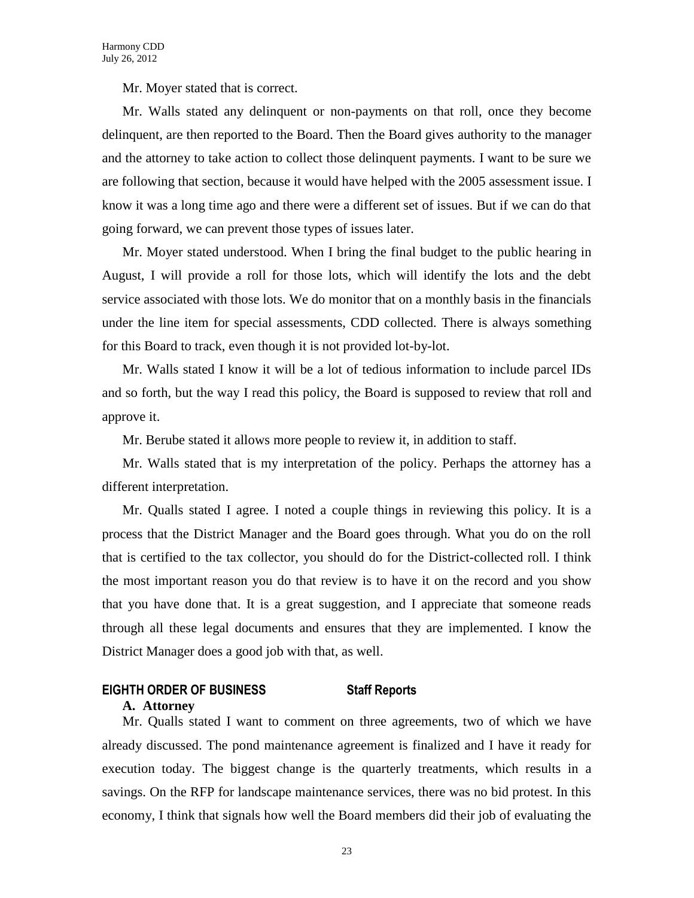Mr. Moyer stated that is correct.

Mr. Walls stated any delinquent or non-payments on that roll, once they become delinquent, are then reported to the Board. Then the Board gives authority to the manager and the attorney to take action to collect those delinquent payments. I want to be sure we are following that section, because it would have helped with the 2005 assessment issue. I know it was a long time ago and there were a different set of issues. But if we can do that going forward, we can prevent those types of issues later.

Mr. Moyer stated understood. When I bring the final budget to the public hearing in August, I will provide a roll for those lots, which will identify the lots and the debt service associated with those lots. We do monitor that on a monthly basis in the financials under the line item for special assessments, CDD collected. There is always something for this Board to track, even though it is not provided lot-by-lot.

Mr. Walls stated I know it will be a lot of tedious information to include parcel IDs and so forth, but the way I read this policy, the Board is supposed to review that roll and approve it.

Mr. Berube stated it allows more people to review it, in addition to staff.

Mr. Walls stated that is my interpretation of the policy. Perhaps the attorney has a different interpretation.

Mr. Qualls stated I agree. I noted a couple things in reviewing this policy. It is a process that the District Manager and the Board goes through. What you do on the roll that is certified to the tax collector, you should do for the District-collected roll. I think the most important reason you do that review is to have it on the record and you show that you have done that. It is a great suggestion, and I appreciate that someone reads through all these legal documents and ensures that they are implemented. I know the District Manager does a good job with that, as well.

## EIGHTH ORDER OF BUSINESS Staff Reports

### A. Attorney

Mr. Qualls stated I want to comment on three agreements, two of which we have already discussed. The pond maintenance agreement is finalized and I have it ready for execution today. The biggest change is the quarterly treatments, which results in a savings. On the RFP for landscape maintenance services, there was no bid protest. In this economy, I think that signals how well the Board members did their job of evaluating the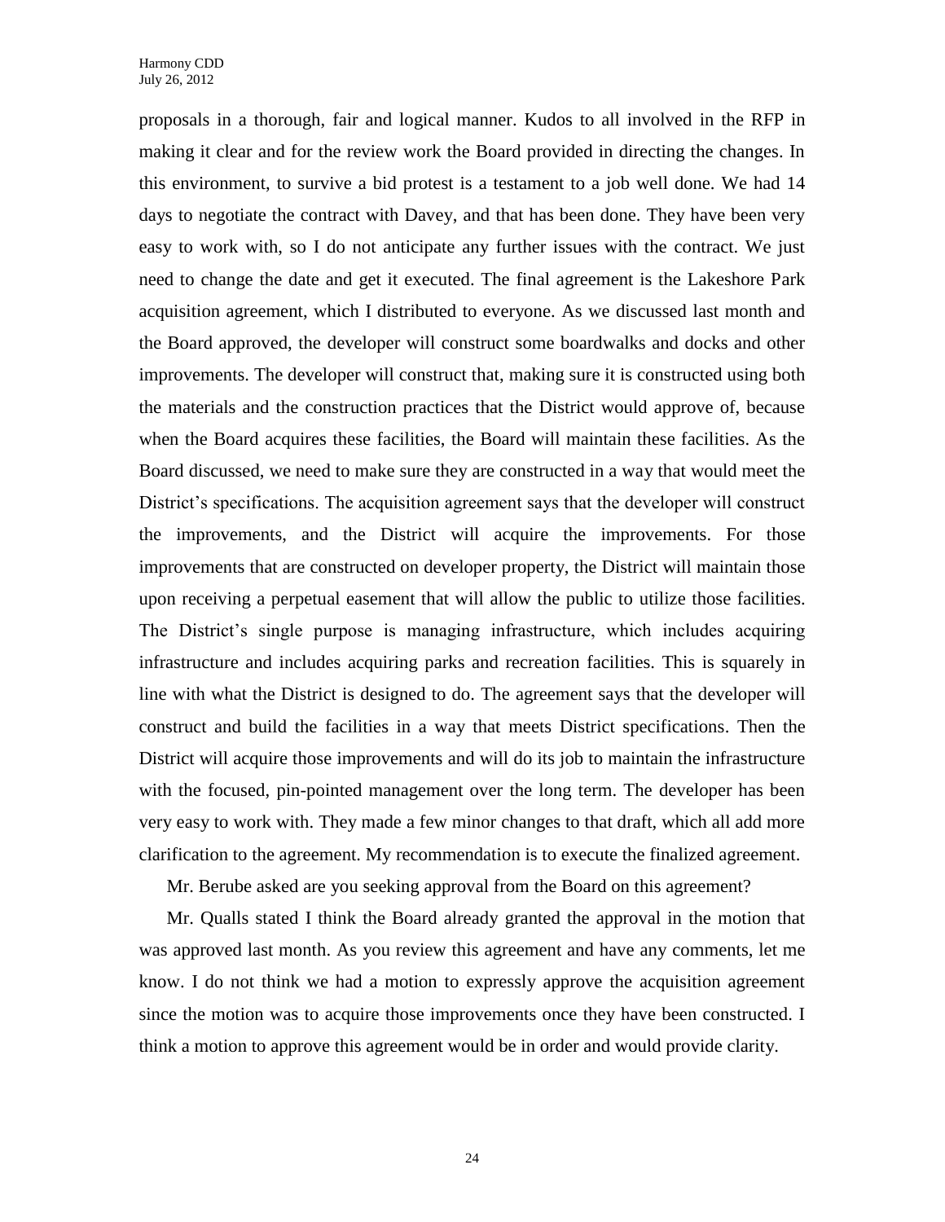proposals in a thorough, fair and logical manner. Kudos to all involved in the RFP in making it clear and for the review work the Board provided in directing the changes. In this environment, to survive a bid protest is a testament to a job well done. We had 14 days to negotiate the contract with Davey, and that has been done. They have been very easy to work with, so I do not anticipate any further issues with the contract. We just need to change the date and get it executed. The final agreement is the Lakeshore Park acquisition agreement, which I distributed to everyone. As we discussed last month and the Board approved, the developer will construct some boardwalks and docks and other improvements. The developer will construct that, making sure it is constructed using both the materials and the construction practices that the District would approve of, because when the Board acquires these facilities, the Board will maintain these facilities. As the Board discussed, we need to make sure they are constructed in a way that would meet the District's specifications. The acquisition agreement says that the developer will construct the improvements, and the District will acquire the improvements. For those improvements that are constructed on developer property, the District will maintain those upon receiving a perpetual easement that will allow the public to utilize those facilities. The District's single purpose is managing infrastructure, which includes acquiring infrastructure and includes acquiring parks and recreation facilities. This is squarely in line with what the District is designed to do. The agreement says that the developer will construct and build the facilities in a way that meets District specifications. Then the District will acquire those improvements and will do its job to maintain the infrastructure with the focused, pin-pointed management over the long term. The developer has been very easy to work with. They made a few minor changes to that draft, which all add more clarification to the agreement. My recommendation is to execute the finalized agreement.

Mr. Berube asked are you seeking approval from the Board on this agreement?

Mr. Qualls stated I think the Board already granted the approval in the motion that was approved last month. As you review this agreement and have any comments, let me know. I do not think we had a motion to expressly approve the acquisition agreement since the motion was to acquire those improvements once they have been constructed. I think a motion to approve this agreement would be in order and would provide clarity.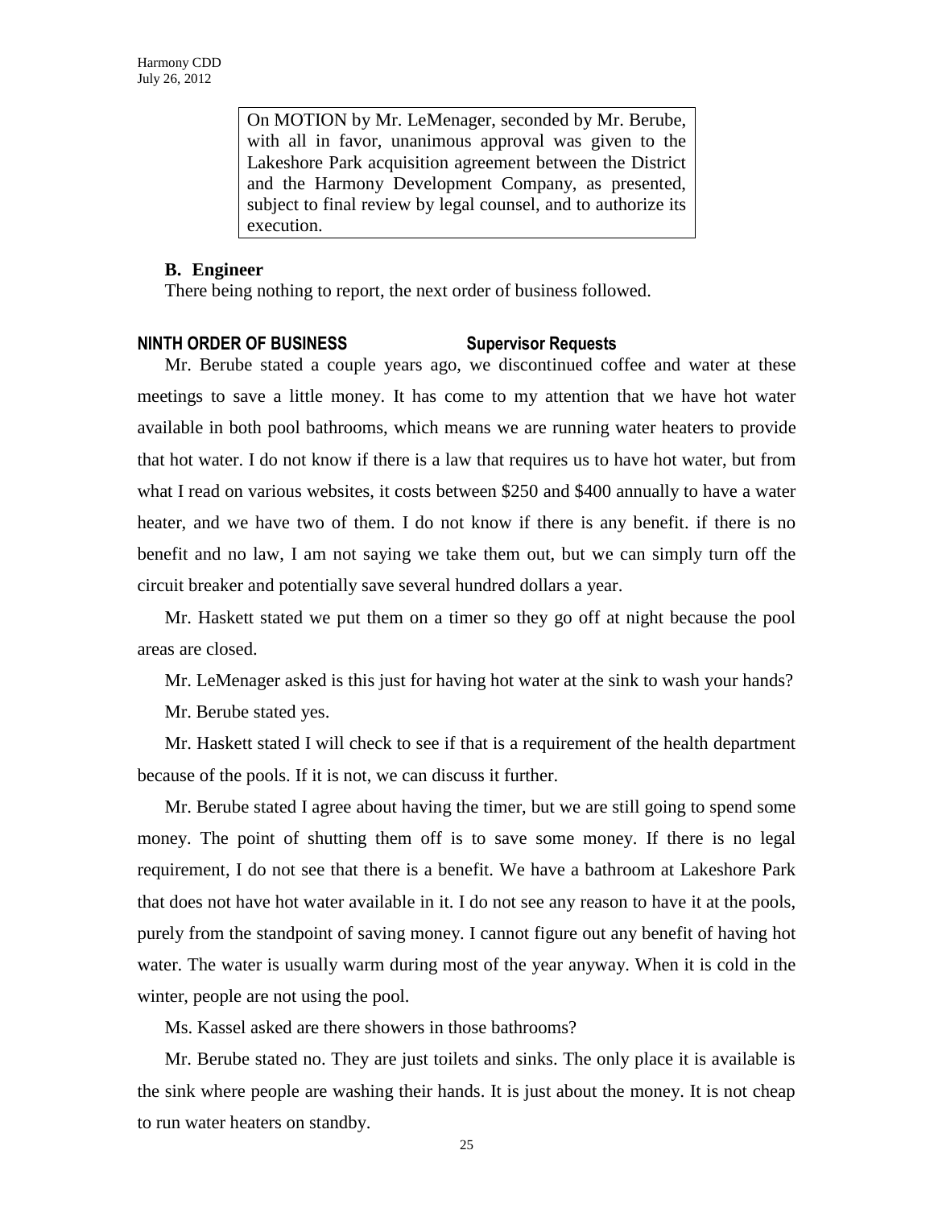> On MOTION by Mr. LeMenager, seconded by Mr. Berube, with all in favor, unanimous approval was given to the Lakeshore Park acquisition agreement between the District and the Harmony Development Company, as presented, subject to final review by legal counsel, and to authorize its execution.

**B. Engineer**

There being nothing to report, the next order of business followed.

**NINTH ORDER OF BUSINESS Supervisor Requests**

Mr. Berube stated a couple years ago, we discontinued coffee and water at these meetings to save a little money. It has come to my attention that we have hot water available in both pool bathrooms, which means we are running water heaters to provide that hot water. I do not know if there is a law that requires us to have hot water, but from what I read on various websites, it costs between $250 and $400 annually to have a water heater, and we have two of them. I do not know if there is any benefit. if there is no benefit and no law, I am not saying we take them out, but we can simply turn off the circuit breaker and potentially save several hundred dollars a year.

Mr. Haskett stated we put them on a timer so they go off at night because the pool areas are closed.

Mr. LeMenager asked is this just for having hot water at the sink to wash your hands?

Mr. Berube stated yes.

Mr. Haskett stated I will check to see if that is a requirement of the health department because of the pools. If it is not, we can discuss it further.

Mr. Berube stated I agree about having the timer, but we are still going to spend some money. The point of shutting them off is to save some money. If there is no legal requirement, I do not see that there is a benefit. We have a bathroom at Lakeshore Park that does not have hot water available in it. I do not see any reason to have it at the pools, purely from the standpoint of saving money. I cannot figure out any benefit of having hot water. The water is usually warm during most of the year anyway. When it is cold in the winter, people are not using the pool.

Ms. Kassel asked are there showers in those bathrooms?

Mr. Berube stated no. They are just toilets and sinks. The only place it is available is the sink where people are washing their hands. It is just about the money. It is not cheap to run water heaters on standby.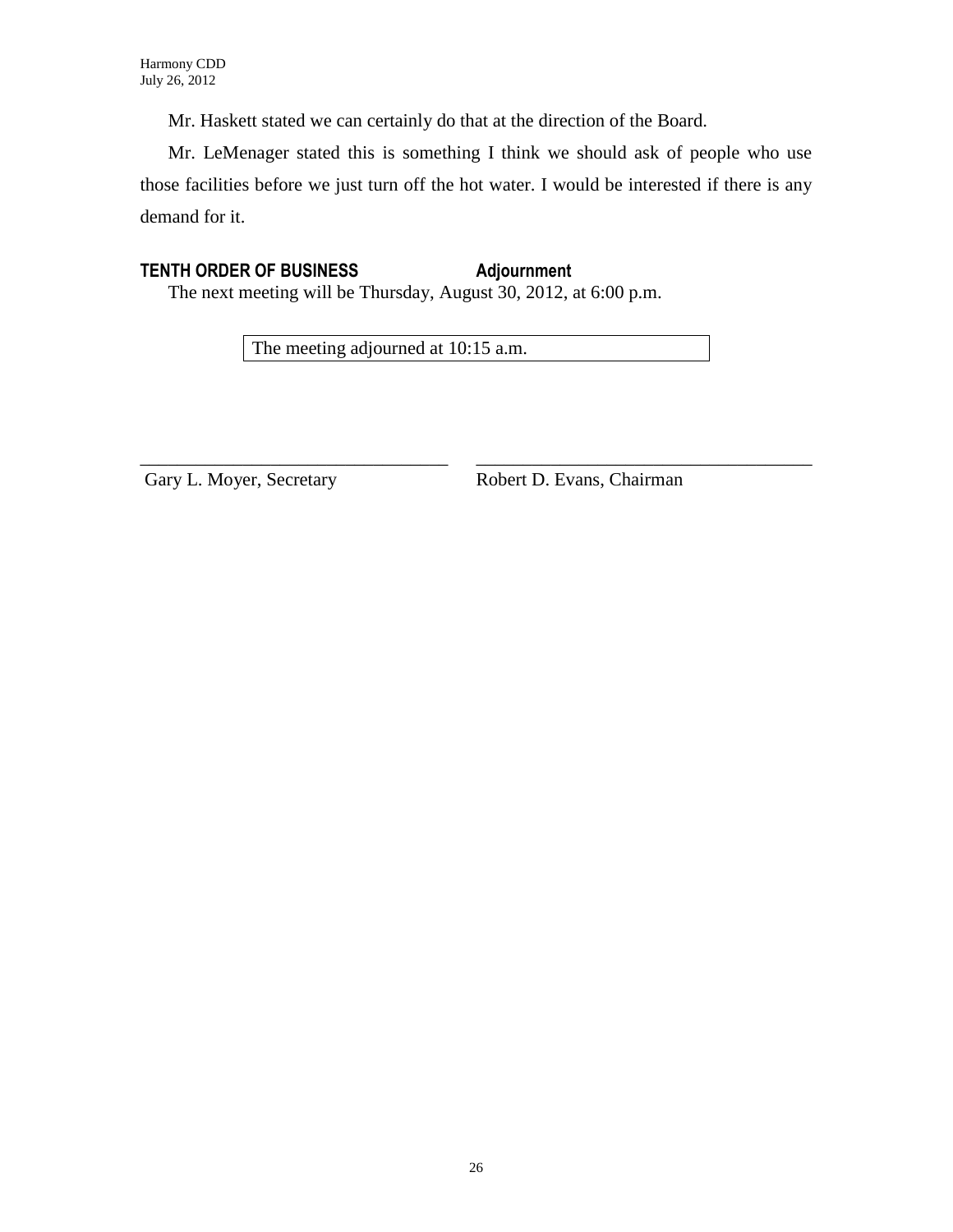Mr. Haskett stated we can certainly do that at the direction of the Board.

Mr. LeMenager stated this is something I think we should ask of people who use those facilities before we just turn off the hot water. I would be interested if there is any demand for it.

**TENTH ORDER OF BUSINESS** **Adjournment**

The next meeting will be Thursday, August 30, 2012, at 6:00 p.m.

The meeting adjourned at 10:15 a.m.

\_\_\_\_\_\_\_\_\_\_\_\_\_\_\_\_\_\_\_\_\_\_\_\_\_\_\_\_\_\_\_\_\_\_ \_\_\_\_\_\_\_\_\_\_\_\_\_\_\_\_\_\_\_\_\_\_\_\_\_\_\_\_\_\_\_\_\_\_\_\_\_

Gary L. Moyer, Secretary Robert D. Evans, Chairman